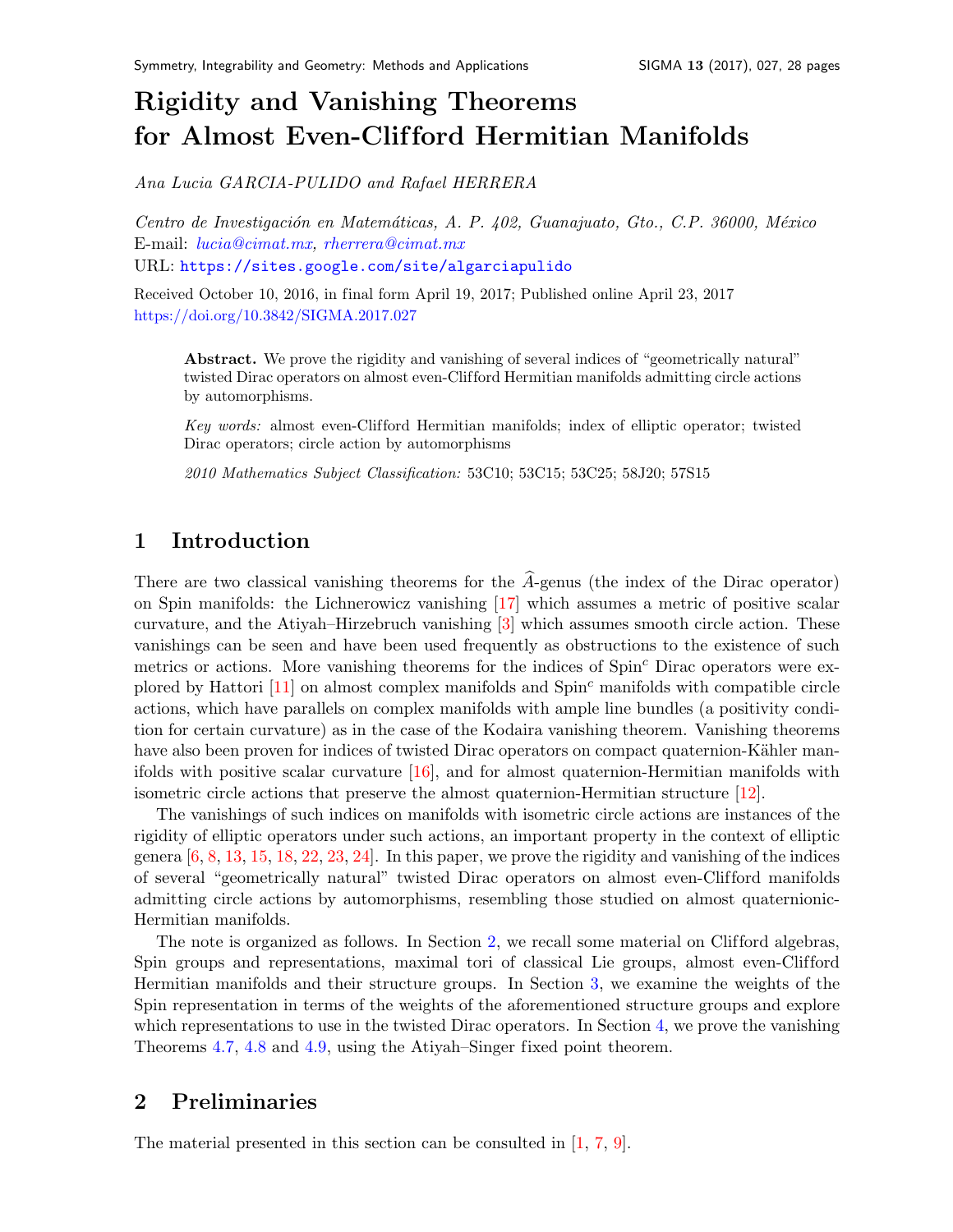# Rigidity and Vanishing Theorems for Almost Even-Clifford Hermitian Manifolds

*Ana Lucia GARCIA-PULIDO and Rafael HERRERA*

*Centro de Investigación en Matemáticas, A. P. 402, Guanajuato, Gto., C.P. 36000, México*
E-mail: *lucia@cimat.mx*, *rherrera@cimat.mx*
URL: https://sites.google.com/site/algarciapulido

Received October 10, 2016, in final form April 19, 2017; Published online April 23, 2017
https://doi.org/10.3842/SIGMA.2017.027

> **Abstract.** We prove the rigidity and vanishing of several indices of "geometrically natural" twisted Dirac operators on almost even-Clifford Hermitian manifolds admitting circle actions by automorphisms.
>
> *Key words:* almost even-Clifford Hermitian manifolds; index of elliptic operator; twisted Dirac operators; circle action by automorphisms
>
> *2010 Mathematics Subject Classification:* 53C10; 53C15; 53C25; 58J20; 57S15

## 1 Introduction

There are two classical vanishing theorems for the $\widehat{A}$-genus (the index of the Dirac operator) on Spin manifolds: the Lichnerowicz vanishing [17] which assumes a metric of positive scalar curvature, and the Atiyah–Hirzebruch vanishing [3] which assumes smooth circle action. These vanishings can be seen and have been used frequently as obstructions to the existence of such metrics or actions. More vanishing theorems for the indices of Spin$^c$ Dirac operators were explored by Hattori [11] on almost complex manifolds and Spin$^c$ manifolds with compatible circle actions, which have parallels on complex manifolds with ample line bundles (a positivity condition for certain curvature) as in the case of the Kodaira vanishing theorem. Vanishing theorems have also been proven for indices of twisted Dirac operators on compact quaternion-Kähler manifolds with positive scalar curvature [16], and for almost quaternion-Hermitian manifolds with isometric circle actions that preserve the almost quaternion-Hermitian structure [12].

The vanishings of such indices on manifolds with isometric circle actions are instances of the rigidity of elliptic operators under such actions, an important property in the context of elliptic genera [6, 8, 13, 15, 18, 22, 23, 24]. In this paper, we prove the rigidity and vanishing of the indices of several "geometrically natural" twisted Dirac operators on almost even-Clifford manifolds admitting circle actions by automorphisms, resembling those studied on almost quaternionic-Hermitian manifolds.

The note is organized as follows. In Section 2, we recall some material on Clifford algebras, Spin groups and representations, maximal tori of classical Lie groups, almost even-Clifford Hermitian manifolds and their structure groups. In Section 3, we examine the weights of the Spin representation in terms of the weights of the aforementioned structure groups and explore which representations to use in the twisted Dirac operators. In Section 4, we prove the vanishing Theorems 4.7, 4.8 and 4.9, using the Atiyah–Singer fixed point theorem.

## 2 Preliminaries

The material presented in this section can be consulted in [1, 7, 9].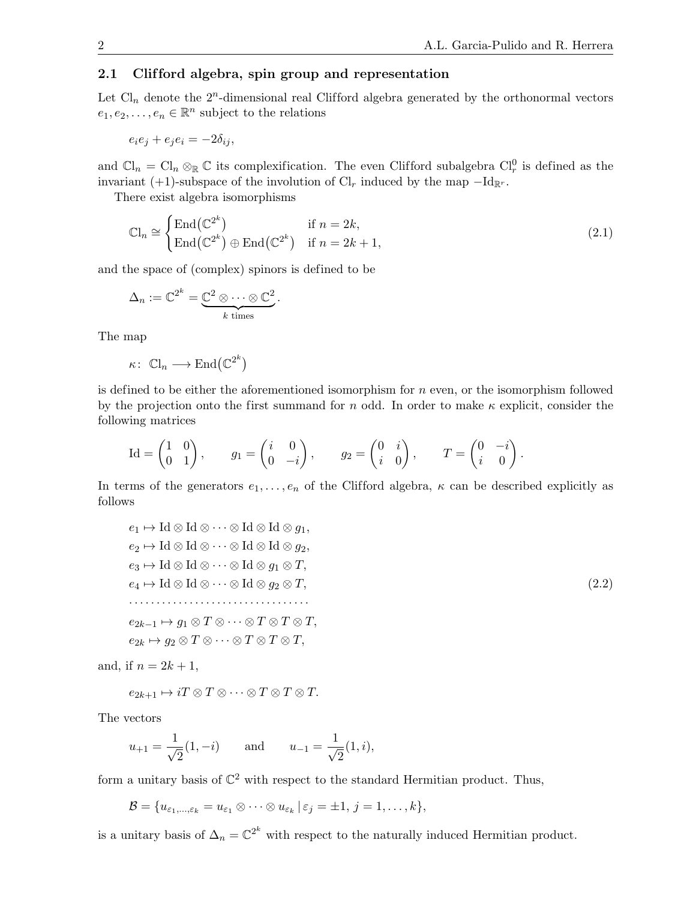### 2.1 Clifford algebra, spin group and representation

Let $\mathrm{Cl}_n$ denote the $2^n$-dimensional real Clifford algebra generated by the orthonormal vectors $e_1, e_2, \ldots, e_n \in \mathbb{R}^n$ subject to the relations

$$e_i e_j + e_j e_i = -2\delta_{ij},$$

and $\mathbb{C}\mathrm{l}_n = \mathrm{Cl}_n \otimes_{\mathbb{R}} \mathbb{C}$ its complexification. The even Clifford subalgebra $\mathrm{Cl}_r^0$ is defined as the invariant $(+1)$-subspace of the involution of $\mathrm{Cl}_r$ induced by the map $-\mathrm{Id}_{\mathbb{R}^r}$.

There exist algebra isomorphisms

$$\mathbb{C}\mathrm{l}_n \cong \begin{cases} \mathrm{End}\big(\mathbb{C}^{2^k}\big) & \text{if } n = 2k, \\ \mathrm{End}\big(\mathbb{C}^{2^k}\big) \oplus \mathrm{End}\big(\mathbb{C}^{2^k}\big) & \text{if } n = 2k+1, \end{cases} \tag{2.1}$$

and the space of (complex) spinors is defined to be

$$\Delta_n := \mathbb{C}^{2^k} = \underbrace{\mathbb{C}^2 \otimes \cdots \otimes \mathbb{C}^2}_{k \text{ times}}.$$

The map

$$\kappa\colon\ \mathbb{C}\mathrm{l}_n \longrightarrow \mathrm{End}\big(\mathbb{C}^{2^k}\big)$$

is defined to be either the aforementioned isomorphism for $n$ even, or the isomorphism followed by the projection onto the first summand for $n$ odd. In order to make $\kappa$ explicit, consider the following matrices

$$\mathrm{Id} = \begin{pmatrix} 1 & 0 \\ 0 & 1 \end{pmatrix}, \qquad g_1 = \begin{pmatrix} i & 0 \\ 0 & -i \end{pmatrix}, \qquad g_2 = \begin{pmatrix} 0 & i \\ i & 0 \end{pmatrix}, \qquad T = \begin{pmatrix} 0 & -i \\ i & 0 \end{pmatrix}.$$

In terms of the generators $e_1, \ldots, e_n$ of the Clifford algebra, $\kappa$ can be described explicitly as follows

$$\begin{aligned}
e_1 &\mapsto \mathrm{Id} \otimes \mathrm{Id} \otimes \cdots \otimes \mathrm{Id} \otimes \mathrm{Id} \otimes g_1, \\
e_2 &\mapsto \mathrm{Id} \otimes \mathrm{Id} \otimes \cdots \otimes \mathrm{Id} \otimes \mathrm{Id} \otimes g_2, \\
e_3 &\mapsto \mathrm{Id} \otimes \mathrm{Id} \otimes \cdots \otimes \mathrm{Id} \otimes g_1 \otimes T, \\
e_4 &\mapsto \mathrm{Id} \otimes \mathrm{Id} \otimes \cdots \otimes \mathrm{Id} \otimes g_2 \otimes T, \\
&\cdots\cdots\cdots\cdots\cdots\cdots\cdots\cdots \\
e_{2k-1} &\mapsto g_1 \otimes T \otimes \cdots \otimes T \otimes T \otimes T, \\
e_{2k} &\mapsto g_2 \otimes T \otimes \cdots \otimes T \otimes T \otimes T,
\end{aligned} \tag{2.2}$$

and, if $n = 2k+1$,

$$e_{2k+1} \mapsto iT \otimes T \otimes \cdots \otimes T \otimes T \otimes T.$$

The vectors

$$u_{+1} = \frac{1}{\sqrt{2}}(1, -i) \qquad \text{and} \qquad u_{-1} = \frac{1}{\sqrt{2}}(1, i),$$

form a unitary basis of $\mathbb{C}^2$ with respect to the standard Hermitian product. Thus,

$$\mathcal{B} = \{u_{\varepsilon_1, \ldots, \varepsilon_k} = u_{\varepsilon_1} \otimes \cdots \otimes u_{\varepsilon_k} \,|\, \varepsilon_j = \pm 1,\ j = 1, \ldots, k\},$$

is a unitary basis of $\Delta_n = \mathbb{C}^{2^k}$ with respect to the naturally induced Hermitian product.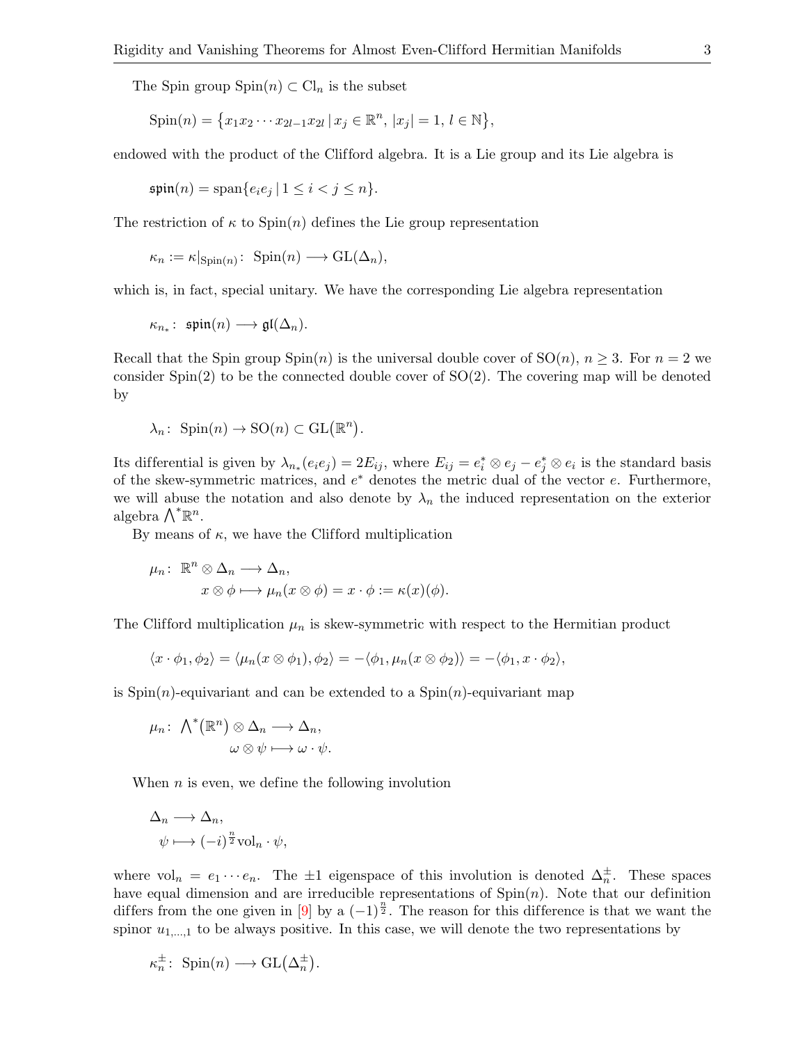The Spin group $\mathrm{Spin}(n) \subset \mathrm{Cl}_n$ is the subset

$$\mathrm{Spin}(n) = \{x_1 x_2 \cdots x_{2l-1} x_{2l} \,|\, x_j \in \mathbb{R}^n,\, |x_j| = 1,\, l \in \mathbb{N}\},$$

endowed with the product of the Clifford algebra. It is a Lie group and its Lie algebra is

$$\mathfrak{spin}(n) = \mathrm{span}\{e_i e_j \,|\, 1 \le i < j \le n\}.$$

The restriction of $\kappa$ to $\mathrm{Spin}(n)$ defines the Lie group representation

$$\kappa_n := \kappa|_{\mathrm{Spin}(n)} \colon \mathrm{Spin}(n) \longrightarrow \mathrm{GL}(\Delta_n),$$

which is, in fact, special unitary. We have the corresponding Lie algebra representation

$$\kappa_{n_*} \colon \mathfrak{spin}(n) \longrightarrow \mathfrak{gl}(\Delta_n).$$

Recall that the Spin group $\mathrm{Spin}(n)$ is the universal double cover of $\mathrm{SO}(n)$, $n \ge 3$. For $n = 2$ we consider $\mathrm{Spin}(2)$ to be the connected double cover of $\mathrm{SO}(2)$. The covering map will be denoted by

$$\lambda_n \colon \mathrm{Spin}(n) \to \mathrm{SO}(n) \subset \mathrm{GL}(\mathbb{R}^n).$$

Its differential is given by $\lambda_{n_*}(e_i e_j) = 2E_{ij}$, where $E_{ij} = e_i^* \otimes e_j - e_j^* \otimes e_i$ is the standard basis of the skew-symmetric matrices, and $e^*$ denotes the metric dual of the vector $e$. Furthermore, we will abuse the notation and also denote by $\lambda_n$ the induced representation on the exterior algebra $\bigwedge^* \mathbb{R}^n$.

By means of $\kappa$, we have the Clifford multiplication

$$\begin{aligned} \mu_n \colon \mathbb{R}^n \otimes \Delta_n &\longrightarrow \Delta_n, \\ x \otimes \phi &\longmapsto \mu_n(x \otimes \phi) = x \cdot \phi := \kappa(x)(\phi). \end{aligned}$$

The Clifford multiplication $\mu_n$ is skew-symmetric with respect to the Hermitian product

$$\langle x \cdot \phi_1, \phi_2 \rangle = \langle \mu_n(x \otimes \phi_1), \phi_2 \rangle = -\langle \phi_1, \mu_n(x \otimes \phi_2) \rangle = -\langle \phi_1, x \cdot \phi_2 \rangle,$$

is $\mathrm{Spin}(n)$-equivariant and can be extended to a $\mathrm{Spin}(n)$-equivariant map

$$\begin{aligned} \mu_n \colon \textstyle\bigwedge^*(\mathbb{R}^n) \otimes \Delta_n &\longrightarrow \Delta_n, \\ \omega \otimes \psi &\longmapsto \omega \cdot \psi. \end{aligned}$$

When $n$ is even, we define the following involution

$$\begin{aligned} \Delta_n &\longrightarrow \Delta_n, \\ \psi &\longmapsto (-i)^{\frac{n}{2}} \mathrm{vol}_n \cdot \psi, \end{aligned}$$

where $\mathrm{vol}_n = e_1 \cdots e_n$. The $\pm 1$ eigenspace of this involution is denoted $\Delta_n^{\pm}$. These spaces have equal dimension and are irreducible representations of $\mathrm{Spin}(n)$. Note that our definition differs from the one given in [9] by a $(-1)^{\frac{n}{2}}$. The reason for this difference is that we want the spinor $u_{1,\ldots,1}$ to be always positive. In this case, we will denote the two representations by

$$\kappa_n^{\pm} \colon \mathrm{Spin}(n) \longrightarrow \mathrm{GL}(\Delta_n^{\pm}).$$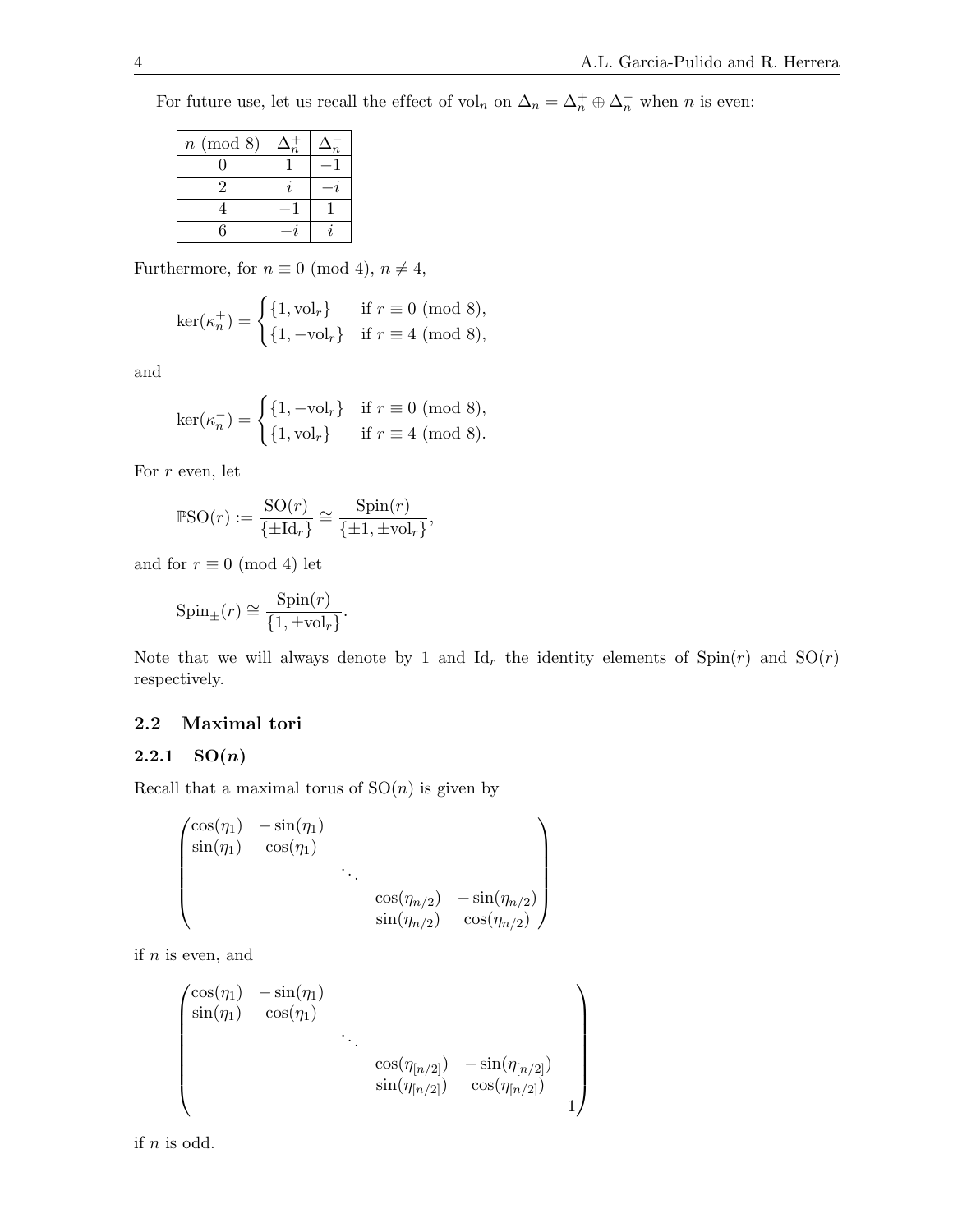For future use, let us recall the effect of $\mathrm{vol}_n$ on $\Delta_n = \Delta_n^+ \oplus \Delta_n^-$ when $n$ is even:

| $n \pmod 8$ | $\Delta_n^+$ | $\Delta_n^-$ |
|---|---|---|
| 0 | 1 | $-1$ |
| 2 | $i$ | $-i$ |
| 4 | $-1$ | 1 |
| 6 | $-i$ | $i$ |

Furthermore, for $n \equiv 0 \pmod 4$, $n \neq 4$,

$$\ker(\kappa_n^+) = \begin{cases} \{1, \mathrm{vol}_r\} & \text{if } r \equiv 0 \pmod 8, \\ \{1, -\mathrm{vol}_r\} & \text{if } r \equiv 4 \pmod 8, \end{cases}$$

and

$$\ker(\kappa_n^-) = \begin{cases} \{1, -\mathrm{vol}_r\} & \text{if } r \equiv 0 \pmod 8, \\ \{1, \mathrm{vol}_r\} & \text{if } r \equiv 4 \pmod 8. \end{cases}$$

For $r$ even, let

$$\mathbb{P}\mathrm{SO}(r) := \frac{\mathrm{SO}(r)}{\{\pm \mathrm{Id}_r\}} \cong \frac{\mathrm{Spin}(r)}{\{\pm 1, \pm \mathrm{vol}_r\}},$$

and for $r \equiv 0 \pmod 4$ let

$$\mathrm{Spin}_{\pm}(r) \cong \frac{\mathrm{Spin}(r)}{\{1, \pm \mathrm{vol}_r\}}.$$

Note that we will always denote by 1 and $\mathrm{Id}_r$ the identity elements of $\mathrm{Spin}(r)$ and $\mathrm{SO}(r)$ respectively.

## 2.2 Maximal tori

### 2.2.1 $\mathrm{SO}(n)$

Recall that a maximal torus of $\mathrm{SO}(n)$ is given by

$$\begin{pmatrix} \cos(\eta_1) & -\sin(\eta_1) & & & \\ \sin(\eta_1) & \cos(\eta_1) & & & \\ & & \ddots & & \\ & & & \cos(\eta_{n/2}) & -\sin(\eta_{n/2}) \\ & & & \sin(\eta_{n/2}) & \cos(\eta_{n/2}) \end{pmatrix}$$

if $n$ is even, and

$$\begin{pmatrix} \cos(\eta_1) & -\sin(\eta_1) & & & & \\ \sin(\eta_1) & \cos(\eta_1) & & & & \\ & & \ddots & & & \\ & & & \cos(\eta_{[n/2]}) & -\sin(\eta_{[n/2]}) & \\ & & & \sin(\eta_{[n/2]}) & \cos(\eta_{[n/2]}) & \\ & & & & & 1 \end{pmatrix}$$

if $n$ is odd.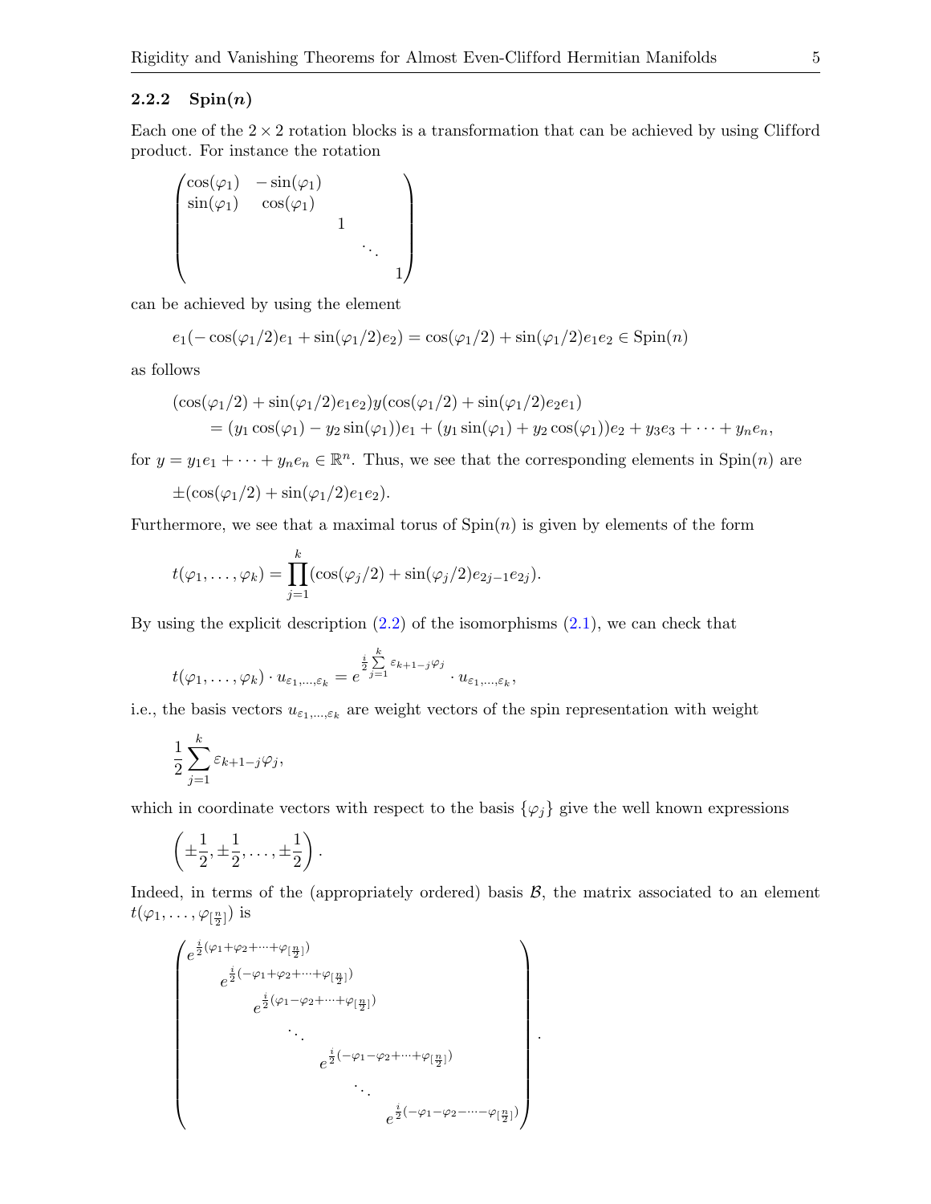### 2.2.2 $\mathrm{Spin}(n)$

Each one of the $2\times 2$ rotation blocks is a transformation that can be achieved by using Clifford product. For instance the rotation

$$\begin{pmatrix} \cos(\varphi_1) & -\sin(\varphi_1) & & & \\ \sin(\varphi_1) & \cos(\varphi_1) & & & \\ & & 1 & & \\ & & & \ddots & \\ & & & & 1 \end{pmatrix}$$

can be achieved by using the element

$$e_1(-\cos(\varphi_1/2)e_1 + \sin(\varphi_1/2)e_2) = \cos(\varphi_1/2) + \sin(\varphi_1/2)e_1e_2 \in \mathrm{Spin}(n)$$

as follows

$$\begin{aligned}&(\cos(\varphi_1/2) + \sin(\varphi_1/2)e_1e_2)y(\cos(\varphi_1/2) + \sin(\varphi_1/2)e_2e_1)\\ &\qquad = (y_1\cos(\varphi_1) - y_2\sin(\varphi_1))e_1 + (y_1\sin(\varphi_1) + y_2\cos(\varphi_1))e_2 + y_3e_3 + \cdots + y_ne_n,\end{aligned}$$

for $y = y_1e_1 + \cdots + y_ne_n \in \mathbb{R}^n$. Thus, we see that the corresponding elements in $\mathrm{Spin}(n)$ are

$$\pm(\cos(\varphi_1/2) + \sin(\varphi_1/2)e_1e_2).$$

Furthermore, we see that a maximal torus of $\mathrm{Spin}(n)$ is given by elements of the form

$$t(\varphi_1,\ldots,\varphi_k) = \prod_{j=1}^{k}(\cos(\varphi_j/2) + \sin(\varphi_j/2)e_{2j-1}e_{2j}).$$

By using the explicit description (2.2) of the isomorphisms (2.1), we can check that

$$t(\varphi_1,\ldots,\varphi_k)\cdot u_{\varepsilon_1,\ldots,\varepsilon_k} = e^{\frac{i}{2}\sum_{j=1}^{k}\varepsilon_{k+1-j}\varphi_j}\cdot u_{\varepsilon_1,\ldots,\varepsilon_k},$$

i.e., the basis vectors $u_{\varepsilon_1,\ldots,\varepsilon_k}$ are weight vectors of the spin representation with weight

$$\frac{1}{2}\sum_{j=1}^{k}\varepsilon_{k+1-j}\varphi_j,$$

which in coordinate vectors with respect to the basis $\{\varphi_j\}$ give the well known expressions

$$\left(\pm\frac{1}{2},\pm\frac{1}{2},\ldots,\pm\frac{1}{2}\right).$$

Indeed, in terms of the (appropriately ordered) basis $\mathcal{B}$, the matrix associated to an element $t(\varphi_1,\ldots,\varphi_{[\frac{n}{2}]})$ is

$$\begin{pmatrix} e^{\frac{i}{2}(\varphi_1+\varphi_2+\cdots+\varphi_{[\frac{n}{2}]})} & & & & & & \\ & e^{\frac{i}{2}(-\varphi_1+\varphi_2+\cdots+\varphi_{[\frac{n}{2}]})} & & & & & \\ & & e^{\frac{i}{2}(\varphi_1-\varphi_2+\cdots+\varphi_{[\frac{n}{2}]})} & & & & \\ & & & \ddots & & & \\ & & & & e^{\frac{i}{2}(-\varphi_1-\varphi_2+\cdots+\varphi_{[\frac{n}{2}]})} & & \\ & & & & & \ddots & \\ & & & & & & e^{\frac{i}{2}(-\varphi_1-\varphi_2-\cdots-\varphi_{[\frac{n}{2}]})} \end{pmatrix}.$$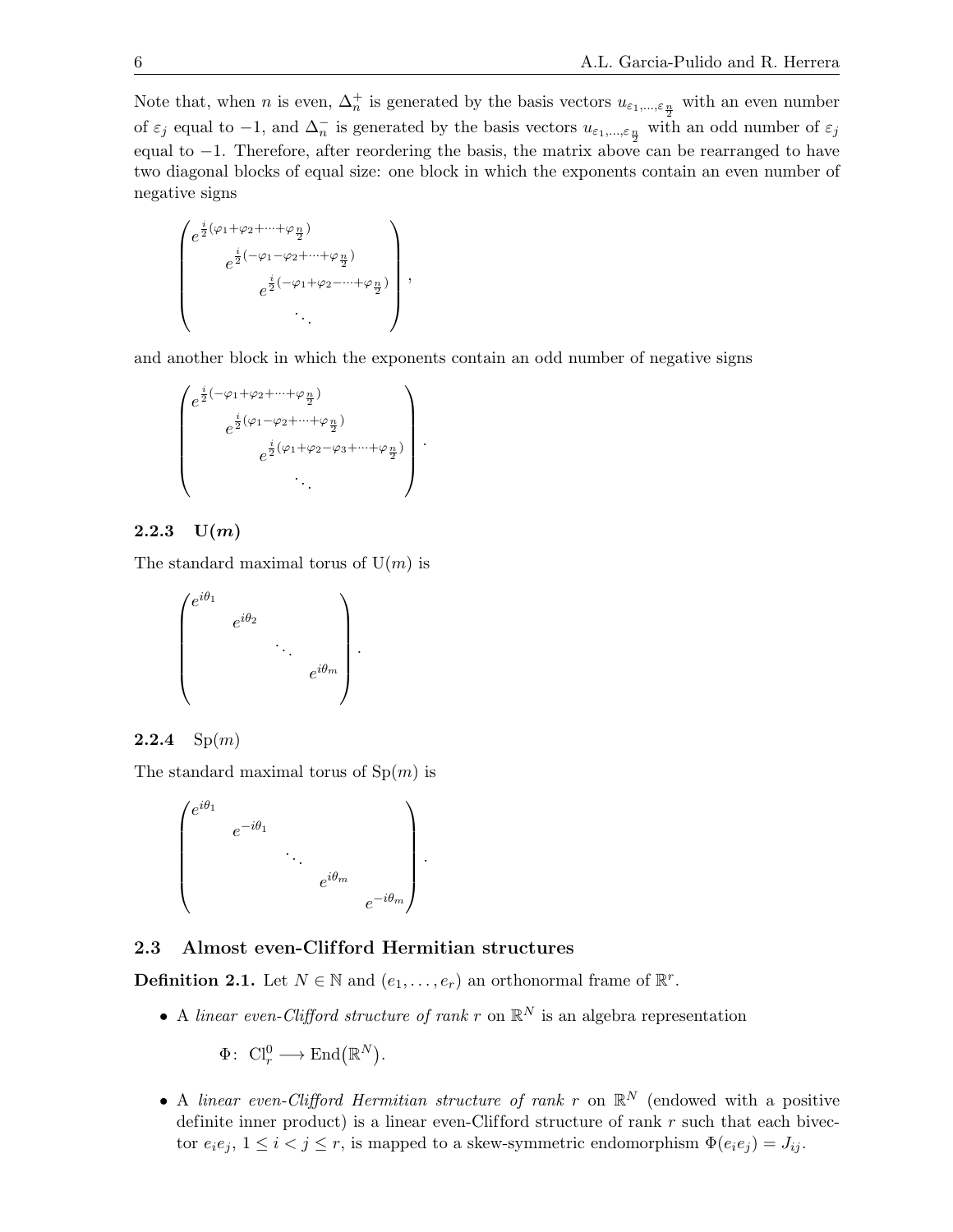Note that, when $n$ is even, $\Delta_n^+$ is generated by the basis vectors $u_{\varepsilon_1,\dots,\varepsilon_{\frac{n}{2}}}$ with an even number of $\varepsilon_j$ equal to $-1$, and $\Delta_n^-$ is generated by the basis vectors $u_{\varepsilon_1,\dots,\varepsilon_{\frac{n}{2}}}$ with an odd number of $\varepsilon_j$ equal to $-1$. Therefore, after reordering the basis, the matrix above can be rearranged to have two diagonal blocks of equal size: one block in which the exponents contain an even number of negative signs

$$
\begin{pmatrix}
e^{\frac{i}{2}(\varphi_1+\varphi_2+\dots+\varphi_{\frac{n}{2}})} & & & \\
& e^{\frac{i}{2}(-\varphi_1-\varphi_2+\dots+\varphi_{\frac{n}{2}})} & & \\
& & e^{\frac{i}{2}(-\varphi_1+\varphi_2-\dots+\varphi_{\frac{n}{2}})} & \\
& & & \ddots
\end{pmatrix},
$$

and another block in which the exponents contain an odd number of negative signs

$$
\begin{pmatrix}
e^{\frac{i}{2}(-\varphi_1+\varphi_2+\dots+\varphi_{\frac{n}{2}})} & & & \\
& e^{\frac{i}{2}(\varphi_1-\varphi_2+\dots+\varphi_{\frac{n}{2}})} & & \\
& & e^{\frac{i}{2}(\varphi_1+\varphi_2-\varphi_3+\dots+\varphi_{\frac{n}{2}})} & \\
& & & \ddots
\end{pmatrix}.
$$

### 2.2.3 $\mathrm{U}(m)$

The standard maximal torus of $\mathrm{U}(m)$ is

$$
\begin{pmatrix}
e^{i\theta_1} & & & \\
& e^{i\theta_2} & & \\
& & \ddots & \\
& & & e^{i\theta_m}
\end{pmatrix}.
$$

### 2.2.4 $\mathrm{Sp}(m)$

The standard maximal torus of $\mathrm{Sp}(m)$ is

$$
\begin{pmatrix}
e^{i\theta_1} & & & & \\
& e^{-i\theta_1} & & & \\
& & \ddots & & \\
& & & e^{i\theta_m} & \\
& & & & e^{-i\theta_m}
\end{pmatrix}.
$$

## 2.3 Almost even-Clifford Hermitian structures

**Definition 2.1.** Let $N \in \mathbb{N}$ and $(e_1, \dots, e_r)$ an orthonormal frame of $\mathbb{R}^r$.

- A *linear even-Clifford structure of rank $r$* on $\mathbb{R}^N$ is an algebra representation

$$\Phi\colon\ \mathrm{Cl}_r^0 \longrightarrow \mathrm{End}\big(\mathbb{R}^N\big).$$

- A *linear even-Clifford Hermitian structure of rank $r$* on $\mathbb{R}^N$ (endowed with a positive definite inner product) is a linear even-Clifford structure of rank $r$ such that each bivector $e_ie_j$, $1 \le i < j \le r$, is mapped to a skew-symmetric endomorphism $\Phi(e_ie_j) = J_{ij}$.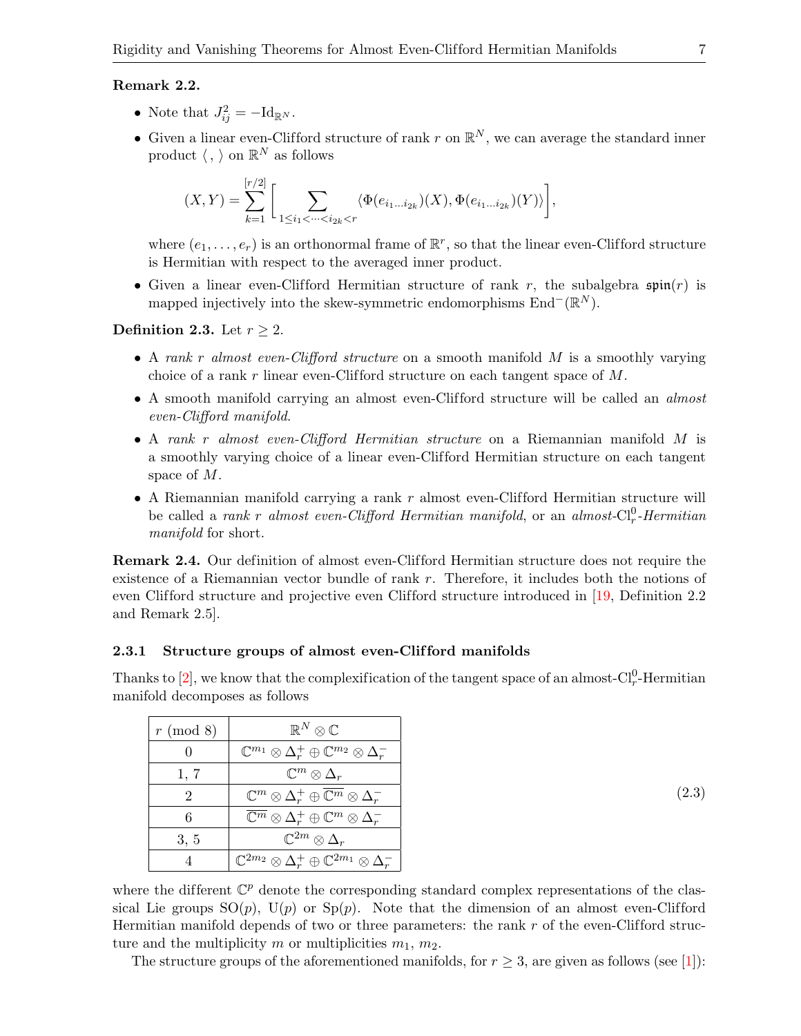**Remark 2.2.**

- Note that $J_{ij}^2 = -\mathrm{Id}_{\mathbb{R}^N}$.
- Given a linear even-Clifford structure of rank $r$ on $\mathbb{R}^N$, we can average the standard inner product $\langle \, , \rangle$ on $\mathbb{R}^N$ as follows

$$(X,Y) = \sum_{k=1}^{[r/2]} \Bigg[ \sum_{1\leq i_1 < \cdots < i_{2k} < r} \langle \Phi(e_{i_1\ldots i_{2k}})(X), \Phi(e_{i_1\ldots i_{2k}})(Y)\rangle \Bigg],$$

where $(e_1, \ldots, e_r)$ is an orthonormal frame of $\mathbb{R}^r$, so that the linear even-Clifford structure is Hermitian with respect to the averaged inner product.

- Given a linear even-Clifford Hermitian structure of rank $r$, the subalgebra $\mathfrak{spin}(r)$ is mapped injectively into the skew-symmetric endomorphisms $\mathrm{End}^-(\mathbb{R}^N)$.

**Definition 2.3.** Let $r \geq 2$.

- A *rank $r$ almost even-Clifford structure* on a smooth manifold $M$ is a smoothly varying choice of a rank $r$ linear even-Clifford structure on each tangent space of $M$.
- A smooth manifold carrying an almost even-Clifford structure will be called an *almost even-Clifford manifold*.
- A *rank $r$ almost even-Clifford Hermitian structure* on a Riemannian manifold $M$ is a smoothly varying choice of a linear even-Clifford Hermitian structure on each tangent space of $M$.
- A Riemannian manifold carrying a rank $r$ almost even-Clifford Hermitian structure will be called a *rank $r$ almost even-Clifford Hermitian manifold*, or an *almost-$\mathrm{Cl}_r^0$-Hermitian manifold* for short.

**Remark 2.4.** Our definition of almost even-Clifford Hermitian structure does not require the existence of a Riemannian vector bundle of rank $r$. Therefore, it includes both the notions of even Clifford structure and projective even Clifford structure introduced in [19, Definition 2.2 and Remark 2.5].

### 2.3.1 Structure groups of almost even-Clifford manifolds

Thanks to [2], we know that the complexification of the tangent space of an almost-$\mathrm{Cl}_r^0$-Hermitian manifold decomposes as follows

| $r \pmod 8$ | $\mathbb{R}^N \otimes \mathbb{C}$ |
|---|---|
| 0 | $\mathbb{C}^{m_1} \otimes \Delta_r^+ \oplus \mathbb{C}^{m_2} \otimes \Delta_r^-$ |
| 1, 7 | $\mathbb{C}^{m} \otimes \Delta_r$ |
| 2 | $\mathbb{C}^{m} \otimes \Delta_r^+ \oplus \overline{\mathbb{C}^{m}} \otimes \Delta_r^-$ |
| 6 | $\overline{\mathbb{C}^{m}} \otimes \Delta_r^+ \oplus \mathbb{C}^{m} \otimes \Delta_r^-$ |
| 3, 5 | $\mathbb{C}^{2m} \otimes \Delta_r$ |
| 4 | $\mathbb{C}^{2m_2} \otimes \Delta_r^+ \oplus \mathbb{C}^{2m_1} \otimes \Delta_r^-$ |

(2.3)

where the different $\mathbb{C}^p$ denote the corresponding standard complex representations of the classical Lie groups $\mathrm{SO}(p)$, $\mathrm{U}(p)$ or $\mathrm{Sp}(p)$. Note that the dimension of an almost even-Clifford Hermitian manifold depends of two or three parameters: the rank $r$ of the even-Clifford structure and the multiplicity $m$ or multiplicities $m_1$, $m_2$.

The structure groups of the aforementioned manifolds, for $r \geq 3$, are given as follows (see [1]):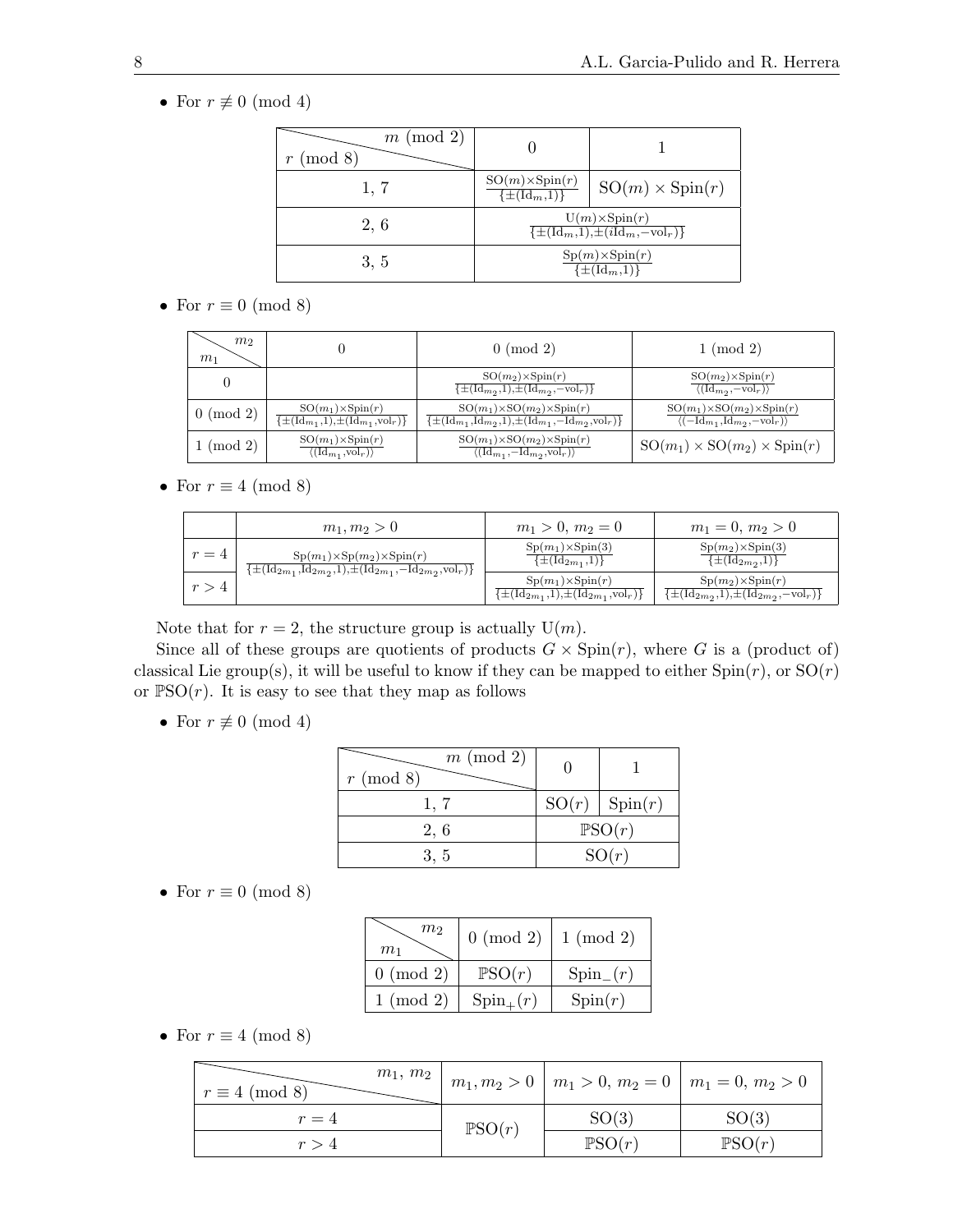- For $r \not\equiv 0 \pmod 4$

| $r \pmod 8$ \ $m \pmod 2$ | 0 | 1 |
|---|---|---|
| 1, 7 | $\frac{\mathrm{SO}(m)\times\mathrm{Spin}(r)}{\{\pm(\mathrm{Id}_m,1)\}}$ | $\mathrm{SO}(m)\times\mathrm{Spin}(r)$ |
| 2, 6 | $\frac{\mathrm{U}(m)\times\mathrm{Spin}(r)}{\{\pm(\mathrm{Id}_m,1),\pm(i\mathrm{Id}_m,-\mathrm{vol}_r)\}}$ | |
| 3, 5 | $\frac{\mathrm{Sp}(m)\times\mathrm{Spin}(r)}{\{\pm(\mathrm{Id}_m,1)\}}$ | |

- For $r \equiv 0 \pmod 8$

| $m_1$ \ $m_2$ | 0 | 0 (mod 2) | 1 (mod 2) |
|---|---|---|---|
| 0 | | $\frac{\mathrm{SO}(m_2)\times\mathrm{Spin}(r)}{\{\pm(\mathrm{Id}_{m_2},1),\pm(\mathrm{Id}_{m_2},-\mathrm{vol}_r)\}}$ | $\frac{\mathrm{SO}(m_2)\times\mathrm{Spin}(r)}{\langle(\mathrm{Id}_{m_2},-\mathrm{vol}_r)\rangle}$ |
| 0 (mod 2) | $\frac{\mathrm{SO}(m_1)\times\mathrm{Spin}(r)}{\{\pm(\mathrm{Id}_{m_1},1),\pm(\mathrm{Id}_{m_1},\mathrm{vol}_r)\}}$ | $\frac{\mathrm{SO}(m_1)\times\mathrm{SO}(m_2)\times\mathrm{Spin}(r)}{\{\pm(\mathrm{Id}_{m_1},\mathrm{Id}_{m_2},1),\pm(\mathrm{Id}_{m_1},-\mathrm{Id}_{m_2},\mathrm{vol}_r)\}}$ | $\frac{\mathrm{SO}(m_1)\times\mathrm{SO}(m_2)\times\mathrm{Spin}(r)}{\langle(-\mathrm{Id}_{m_1},\mathrm{Id}_{m_2},-\mathrm{vol}_r)\rangle}$ |
| 1 (mod 2) | $\frac{\mathrm{SO}(m_1)\times\mathrm{Spin}(r)}{\langle(\mathrm{Id}_{m_1},\mathrm{vol}_r)\rangle}$ | $\frac{\mathrm{SO}(m_1)\times\mathrm{SO}(m_2)\times\mathrm{Spin}(r)}{\langle(\mathrm{Id}_{m_1},-\mathrm{Id}_{m_2},\mathrm{vol}_r)\rangle}$ | $\mathrm{SO}(m_1)\times\mathrm{SO}(m_2)\times\mathrm{Spin}(r)$ |

- For $r \equiv 4 \pmod 8$

| | $m_1, m_2 > 0$ | $m_1 > 0,\ m_2 = 0$ | $m_1 = 0,\ m_2 > 0$ |
|---|---|---|---|
| $r = 4$ | $\frac{\mathrm{Sp}(m_1)\times\mathrm{Sp}(m_2)\times\mathrm{Spin}(r)}{\{\pm(\mathrm{Id}_{2m_1},\mathrm{Id}_{2m_2},1),\pm(\mathrm{Id}_{2m_1},-\mathrm{Id}_{2m_2},\mathrm{vol}_r)\}}$ | $\frac{\mathrm{Sp}(m_1)\times\mathrm{Spin}(3)}{\{\pm(\mathrm{Id}_{2m_1},1)\}}$ | $\frac{\mathrm{Sp}(m_2)\times\mathrm{Spin}(3)}{\{\pm(\mathrm{Id}_{2m_2},1)\}}$ |
| $r > 4$ | | $\frac{\mathrm{Sp}(m_1)\times\mathrm{Spin}(r)}{\{\pm(\mathrm{Id}_{2m_1},1),\pm(\mathrm{Id}_{2m_1},\mathrm{vol}_r)\}}$ | $\frac{\mathrm{Sp}(m_2)\times\mathrm{Spin}(r)}{\{\pm(\mathrm{Id}_{2m_2},1),\pm(\mathrm{Id}_{2m_2},-\mathrm{vol}_r)\}}$ |

Note that for $r = 2$, the structure group is actually $\mathrm{U}(m)$.

Since all of these groups are quotients of products $G \times \mathrm{Spin}(r)$, where $G$ is a (product of) classical Lie group(s), it will be useful to know if they can be mapped to either $\mathrm{Spin}(r)$, or $\mathrm{SO}(r)$ or $\mathbb{P}\mathrm{SO}(r)$. It is easy to see that they map as follows

- For $r \not\equiv 0 \pmod 4$

| $r \pmod 8$ \ $m \pmod 2$ | 0 | 1 |
|---|---|---|
| 1, 7 | $\mathrm{SO}(r)$ | $\mathrm{Spin}(r)$ |
| 2, 6 | $\mathbb{P}\mathrm{SO}(r)$ | |
| 3, 5 | $\mathrm{SO}(r)$ | |

- For $r \equiv 0 \pmod 8$

| $m_1$ \ $m_2$ | 0 (mod 2) | 1 (mod 2) |
|---|---|---|
| 0 (mod 2) | $\mathbb{P}\mathrm{SO}(r)$ | $\mathrm{Spin}_-(r)$ |
| 1 (mod 2) | $\mathrm{Spin}_+(r)$ | $\mathrm{Spin}(r)$ |

- For $r \equiv 4 \pmod 8$

| $r \equiv 4 \pmod 8$ \ $m_1, m_2$ | $m_1, m_2 > 0$ | $m_1 > 0,\ m_2 = 0$ | $m_1 = 0,\ m_2 > 0$ |
|---|---|---|---|
| $r = 4$ | $\mathbb{P}\mathrm{SO}(r)$ | $\mathrm{SO}(3)$ | $\mathrm{SO}(3)$ |
| $r > 4$ | | $\mathbb{P}\mathrm{SO}(r)$ | $\mathbb{P}\mathrm{SO}(r)$ |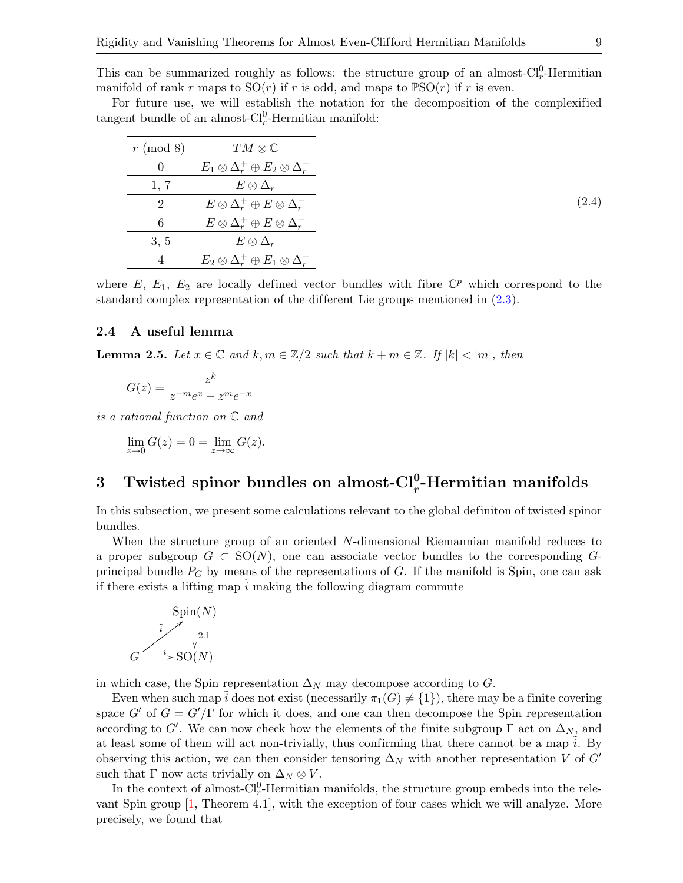This can be summarized roughly as follows: the structure group of an almost-$\mathrm{Cl}^0_r$-Hermitian manifold of rank $r$ maps to $\mathrm{SO}(r)$ if $r$ is odd, and maps to $\mathbb{P}\mathrm{SO}(r)$ if $r$ is even.

For future use, we will establish the notation for the decomposition of the complexified tangent bundle of an almost-$\mathrm{Cl}^0_r$-Hermitian manifold:

| $r \pmod 8$ | $TM \otimes \mathbb{C}$ |
|---|---|
| 0 | $E_1 \otimes \Delta_r^+ \oplus E_2 \otimes \Delta_r^-$ |
| 1, 7 | $E \otimes \Delta_r$ |
| 2 | $E \otimes \Delta_r^+ \oplus \overline{E} \otimes \Delta_r^-$ |
| 6 | $\overline{E} \otimes \Delta_r^+ \oplus E \otimes \Delta_r^-$ |
| 3, 5 | $E \otimes \Delta_r$ |
| 4 | $E_2 \otimes \Delta_r^+ \oplus E_1 \otimes \Delta_r^-$ |

(2.4)

where $E$, $E_1$, $E_2$ are locally defined vector bundles with fibre $\mathbb{C}^p$ which correspond to the standard complex representation of the different Lie groups mentioned in (2.3).

### 2.4 A useful lemma

**Lemma 2.5.** *Let $x \in \mathbb{C}$ and $k, m \in \mathbb{Z}/2$ such that $k + m \in \mathbb{Z}$. If $|k| < |m|$, then*

$$G(z) = \frac{z^k}{z^{-m}e^x - z^m e^{-x}}$$

*is a rational function on $\mathbb{C}$ and*

$$\lim_{z \to 0} G(z) = 0 = \lim_{z \to \infty} G(z).$$

## 3 Twisted spinor bundles on almost-$\mathrm{Cl}^0_r$-Hermitian manifolds

In this subsection, we present some calculations relevant to the global definiton of twisted spinor bundles.

When the structure group of an oriented $N$-dimensional Riemannian manifold reduces to a proper subgroup $G \subset \mathrm{SO}(N)$, one can associate vector bundles to the corresponding $G$-principal bundle $P_G$ by means of the representations of $G$. If the manifold is Spin, one can ask if there exists a lifting map $\tilde{i}$ making the following diagram commute

$$\begin{array}{ccc} & & \mathrm{Spin}(N) \\ & \overset{\tilde{i}}{\nearrow} & \downarrow {\scriptstyle 2:1} \\ G & \xrightarrow{\ i\ } & \mathrm{SO}(N) \end{array}$$

in which case, the Spin representation $\Delta_N$ may decompose according to $G$.

Even when such map $\tilde{i}$ does not exist (necessarily $\pi_1(G) \neq \{1\}$), there may be a finite covering space $G'$ of $G = G'/\Gamma$ for which it does, and one can then decompose the Spin representation according to $G'$. We can now check how the elements of the finite subgroup $\Gamma$ act on $\Delta_N$, and at least some of them will act non-trivially, thus confirming that there cannot be a map $\tilde{i}$. By observing this action, we can then consider tensoring $\Delta_N$ with another representation $V$ of $G'$ such that $\Gamma$ now acts trivially on $\Delta_N \otimes V$.

In the context of almost-$\mathrm{Cl}^0_r$-Hermitian manifolds, the structure group embeds into the relevant Spin group [1, Theorem 4.1], with the exception of four cases which we will analyze. More precisely, we found that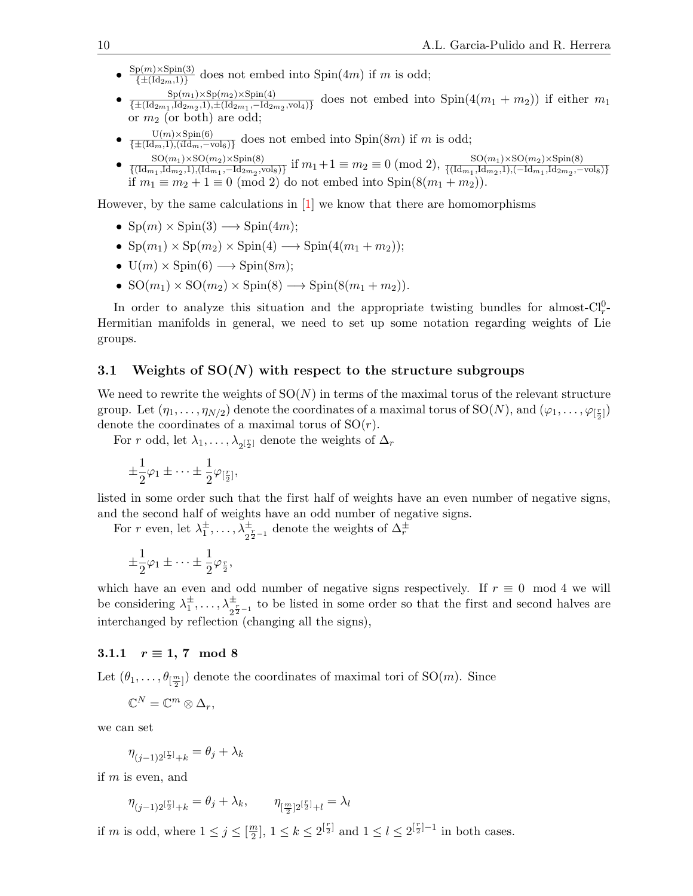- $\frac{\mathrm{Sp}(m)\times\mathrm{Spin}(3)}{\{\pm(\mathrm{Id}_{2m},1)\}}$ does not embed into $\mathrm{Spin}(4m)$ if $m$ is odd;
- $\frac{\mathrm{Sp}(m_1)\times\mathrm{Sp}(m_2)\times\mathrm{Spin}(4)}{\{\pm(\mathrm{Id}_{2m_1},\mathrm{Id}_{2m_2},1),\pm(\mathrm{Id}_{2m_1},-\mathrm{Id}_{2m_2},\mathrm{vol}_4)\}}$ does not embed into $\mathrm{Spin}(4(m_1+m_2))$ if either $m_1$ or $m_2$ (or both) are odd;
- $\frac{\mathrm{U}(m)\times\mathrm{Spin}(6)}{\{\pm(\mathrm{Id}_m,1),(i\mathrm{Id}_m,-\mathrm{vol}_6)\}}$ does not embed into $\mathrm{Spin}(8m)$ if $m$ is odd;
- $\frac{\mathrm{SO}(m_1)\times\mathrm{SO}(m_2)\times\mathrm{Spin}(8)}{\{(\mathrm{Id}_{m_1},\mathrm{Id}_{m_2},1),(\mathrm{Id}_{m_1},-\mathrm{Id}_{2m_2},\mathrm{vol}_8)\}}$ if $m_1+1\equiv m_2\equiv 0 \pmod 2$, $\frac{\mathrm{SO}(m_1)\times\mathrm{SO}(m_2)\times\mathrm{Spin}(8)}{\{(\mathrm{Id}_{m_1},\mathrm{Id}_{m_2},1),(-\mathrm{Id}_{m_1},\mathrm{Id}_{2m_2},-\mathrm{vol}_8)\}}$ if $m_1\equiv m_2+1\equiv 0 \pmod 2$ do not embed into $\mathrm{Spin}(8(m_1+m_2))$.

However, by the same calculations in [1] we know that there are homomorphisms

- $\mathrm{Sp}(m)\times\mathrm{Spin}(3)\longrightarrow\mathrm{Spin}(4m)$;
- $\mathrm{Sp}(m_1)\times\mathrm{Sp}(m_2)\times\mathrm{Spin}(4)\longrightarrow\mathrm{Spin}(4(m_1+m_2))$;
- $\mathrm{U}(m)\times\mathrm{Spin}(6)\longrightarrow\mathrm{Spin}(8m)$;
- $\mathrm{SO}(m_1)\times\mathrm{SO}(m_2)\times\mathrm{Spin}(8)\longrightarrow\mathrm{Spin}(8(m_1+m_2))$.

In order to analyze this situation and the appropriate twisting bundles for almost-$\mathrm{Cl}_r^0$-Hermitian manifolds in general, we need to set up some notation regarding weights of Lie groups.

### 3.1 Weights of $\mathrm{SO}(N)$ with respect to the structure subgroups

We need to rewrite the weights of $\mathrm{SO}(N)$ in terms of the maximal torus of the relevant structure group. Let $(\eta_1,\ldots,\eta_{N/2})$ denote the coordinates of a maximal torus of $\mathrm{SO}(N)$, and $(\varphi_1,\ldots,\varphi_{[\frac{r}{2}]})$ denote the coordinates of a maximal torus of $\mathrm{SO}(r)$.

For $r$ odd, let $\lambda_1,\ldots,\lambda_{2^{[\frac{r}{2}]}}$ denote the weights of $\Delta_r$

$$\pm\frac{1}{2}\varphi_1\pm\cdots\pm\frac{1}{2}\varphi_{[\frac{r}{2}]},$$

listed in some order such that the first half of weights have an even number of negative signs, and the second half of weights have an odd number of negative signs.

For $r$ even, let $\lambda_1^\pm,\ldots,\lambda^\pm_{2^{\frac{r}{2}-1}}$ denote the weights of $\Delta_r^\pm$

$$\pm\frac{1}{2}\varphi_1\pm\cdots\pm\frac{1}{2}\varphi_{\frac{r}{2}},$$

which have an even and odd number of negative signs respectively. If $r\equiv 0 \mod 4$ we will be considering $\lambda_1^\pm,\ldots,\lambda^\pm_{2^{\frac{r}{2}-1}}$ to be listed in some order so that the first and second halves are interchanged by reflection (changing all the signs),

#### 3.1.1 $r\equiv 1,\,7 \mod 8$

Let $(\theta_1,\ldots,\theta_{[\frac{m}{2}]})$ denote the coordinates of maximal tori of $\mathrm{SO}(m)$. Since

$$\mathbb{C}^N=\mathbb{C}^m\otimes\Delta_r,$$

we can set

$$\eta_{(j-1)2^{[\frac{r}{2}]}+k}=\theta_j+\lambda_k$$

if $m$ is even, and

$$\eta_{(j-1)2^{[\frac{r}{2}]}+k}=\theta_j+\lambda_k,\qquad \eta_{[\frac{m}{2}]2^{[\frac{r}{2}]}+l}=\lambda_l$$

if $m$ is odd, where $1\le j\le[\frac{m}{2}]$, $1\le k\le 2^{[\frac{r}{2}]}$ and $1\le l\le 2^{[\frac{r}{2}]-1}$ in both cases.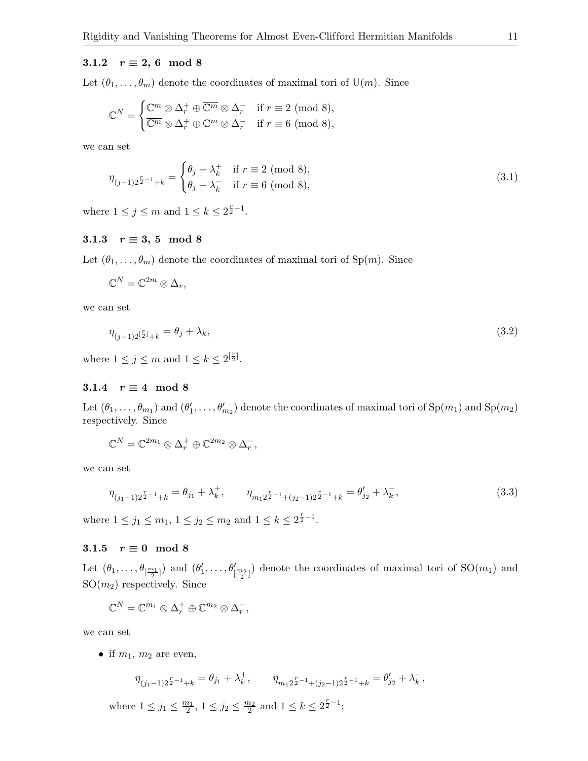### 3.1.2 $r \equiv 2,\ 6 \mod 8$

Let $(\theta_1, \ldots, \theta_m)$ denote the coordinates of maximal tori of $\mathrm{U}(m)$. Since

$$\mathbb{C}^N = \begin{cases} \mathbb{C}^m \otimes \Delta_r^+ \oplus \overline{\mathbb{C}^m} \otimes \Delta_r^- & \text{if } r \equiv 2 \text{ (mod 8)}, \\ \overline{\mathbb{C}^m} \otimes \Delta_r^+ \oplus \mathbb{C}^m \otimes \Delta_r^- & \text{if } r \equiv 6 \text{ (mod 8)}, \end{cases}$$

we can set

$$\eta_{(j-1)2^{\frac{r}{2}-1}+k} = \begin{cases} \theta_j + \lambda_k^+ & \text{if } r \equiv 2 \text{ (mod 8)}, \\ \theta_j + \lambda_k^- & \text{if } r \equiv 6 \text{ (mod 8)}, \end{cases} \tag{3.1}$$

where $1 \leq j \leq m$ and $1 \leq k \leq 2^{\frac{r}{2}-1}$.

### 3.1.3 $r \equiv 3,\ 5 \mod 8$

Let $(\theta_1, \ldots, \theta_m)$ denote the coordinates of maximal tori of $\mathrm{Sp}(m)$. Since

$$\mathbb{C}^N = \mathbb{C}^{2m} \otimes \Delta_r,$$

we can set

$$\eta_{(j-1)2^{[\frac{r}{2}]}+k} = \theta_j + \lambda_k, \tag{3.2}$$

where $1 \leq j \leq m$ and $1 \leq k \leq 2^{[\frac{r}{2}]}$.

### 3.1.4 $r \equiv 4 \mod 8$

Let $(\theta_1, \ldots, \theta_{m_1})$ and $(\theta'_1, \ldots, \theta'_{m_2})$ denote the coordinates of maximal tori of $\mathrm{Sp}(m_1)$ and $\mathrm{Sp}(m_2)$ respectively. Since

$$\mathbb{C}^N = \mathbb{C}^{2m_1} \otimes \Delta_r^+ \oplus \mathbb{C}^{2m_2} \otimes \Delta_r^-,$$

we can set

$$\eta_{(j_1-1)2^{\frac{r}{2}-1}+k} = \theta_{j_1} + \lambda_k^+, \qquad \eta_{m_1 2^{\frac{r}{2}-1}+(j_2-1)2^{\frac{r}{2}-1}+k} = \theta'_{j_2} + \lambda_k^-, \tag{3.3}$$

where $1 \leq j_1 \leq m_1$, $1 \leq j_2 \leq m_2$ and $1 \leq k \leq 2^{\frac{r}{2}-1}$.

### 3.1.5 $r \equiv 0 \mod 8$

Let $(\theta_1, \ldots, \theta_{[\frac{m_1}{2}]})$ and $(\theta'_1, \ldots, \theta'_{[\frac{m_2}{2}]})$ denote the coordinates of maximal tori of $\mathrm{SO}(m_1)$ and $\mathrm{SO}(m_2)$ respectively. Since

$$\mathbb{C}^N = \mathbb{C}^{m_1} \otimes \Delta_r^+ \oplus \mathbb{C}^{m_2} \otimes \Delta_r^-,$$

we can set

- if $m_1$, $m_2$ are even,

  $$\eta_{(j_1-1)2^{\frac{r}{2}-1}+k} = \theta_{j_1} + \lambda_k^+, \qquad \eta_{m_1 2^{\frac{r}{2}-1}+(j_2-1)2^{\frac{r}{2}-1}+k} = \theta'_{j_2} + \lambda_k^-,$$

  where $1 \leq j_1 \leq \frac{m_1}{2}$, $1 \leq j_2 \leq \frac{m_2}{2}$ and $1 \leq k \leq 2^{\frac{r}{2}-1}$;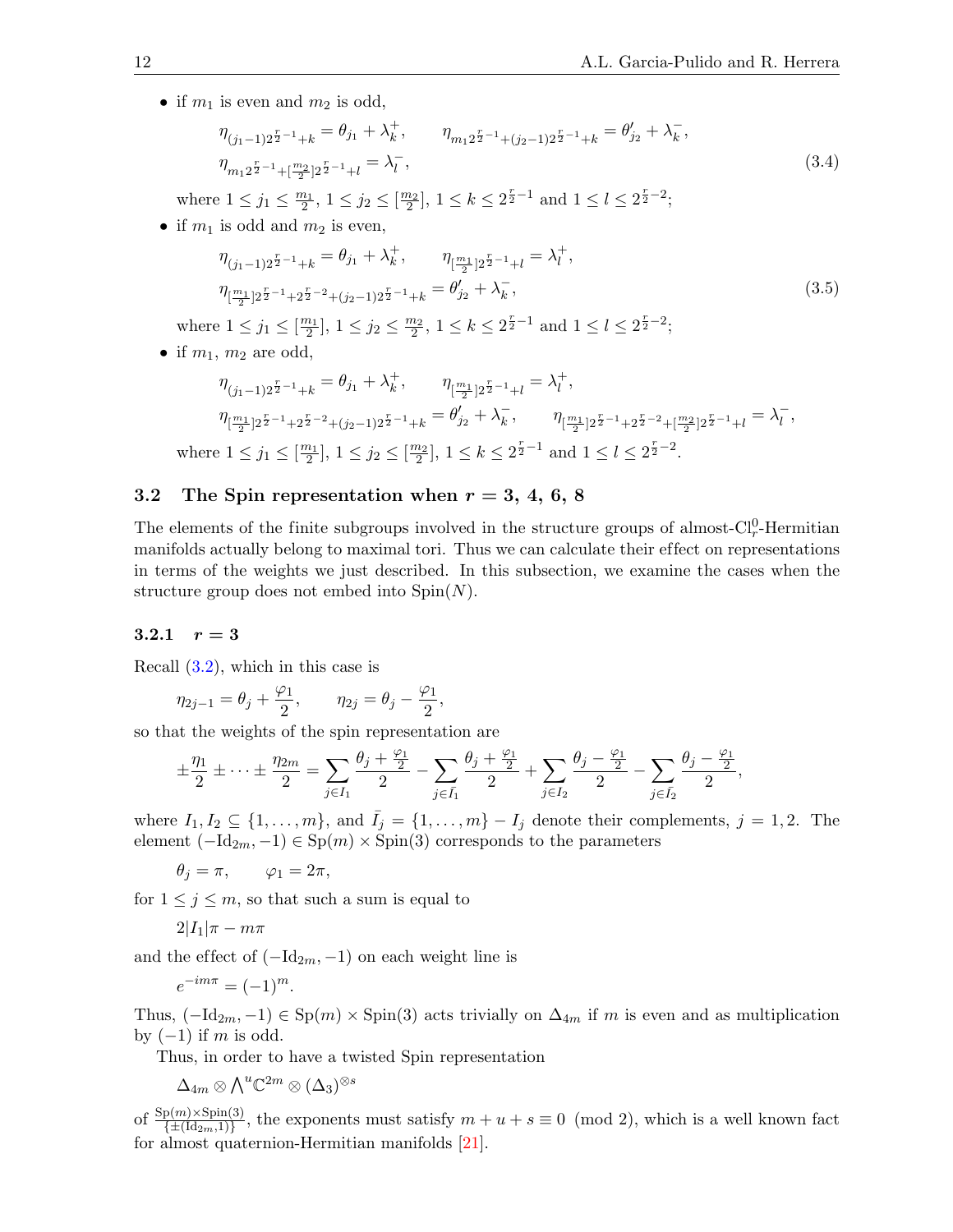- if $m_1$ is even and $m_2$ is odd,

$$\eta_{(j_1-1)2^{\frac{r}{2}-1}+k} = \theta_{j_1} + \lambda_k^+, \qquad \eta_{m_1 2^{\frac{r}{2}-1}+(j_2-1)2^{\frac{r}{2}-1}+k} = \theta'_{j_2} + \lambda_k^-,$$
$$\eta_{m_1 2^{\frac{r}{2}-1}+[\frac{m_2}{2}]2^{\frac{r}{2}-1}+l} = \lambda_l^-, \tag{3.4}$$

where $1 \le j_1 \le \frac{m_1}{2}$, $1 \le j_2 \le [\frac{m_2}{2}]$, $1 \le k \le 2^{\frac{r}{2}-1}$ and $1 \le l \le 2^{\frac{r}{2}-2}$;

- if $m_1$ is odd and $m_2$ is even,

$$\eta_{(j_1-1)2^{\frac{r}{2}-1}+k} = \theta_{j_1} + \lambda_k^+, \qquad \eta_{[\frac{m_1}{2}]2^{\frac{r}{2}-1}+l} = \lambda_l^+,$$
$$\eta_{[\frac{m_1}{2}]2^{\frac{r}{2}-1}+2^{\frac{r}{2}-2}+(j_2-1)2^{\frac{r}{2}-1}+k} = \theta'_{j_2} + \lambda_k^-, \tag{3.5}$$

where $1 \le j_1 \le [\frac{m_1}{2}]$, $1 \le j_2 \le \frac{m_2}{2}$, $1 \le k \le 2^{\frac{r}{2}-1}$ and $1 \le l \le 2^{\frac{r}{2}-2}$;

- if $m_1$, $m_2$ are odd,

$$\eta_{(j_1-1)2^{\frac{r}{2}-1}+k} = \theta_{j_1} + \lambda_k^+, \qquad \eta_{[\frac{m_1}{2}]2^{\frac{r}{2}-1}+l} = \lambda_l^+,$$
$$\eta_{[\frac{m_1}{2}]2^{\frac{r}{2}-1}+2^{\frac{r}{2}-2}+(j_2-1)2^{\frac{r}{2}-1}+k} = \theta'_{j_2} + \lambda_k^-, \qquad \eta_{[\frac{m_1}{2}]2^{\frac{r}{2}-1}+2^{\frac{r}{2}-2}+[\frac{m_2}{2}]2^{\frac{r}{2}-1}+l} = \lambda_l^-,$$

where $1 \le j_1 \le [\frac{m_1}{2}]$, $1 \le j_2 \le [\frac{m_2}{2}]$, $1 \le k \le 2^{\frac{r}{2}-1}$ and $1 \le l \le 2^{\frac{r}{2}-2}$.

## 3.2 The Spin representation when $r = 3, 4, 6, 8$

The elements of the finite subgroups involved in the structure groups of almost-$\mathrm{Cl}_r^0$-Hermitian manifolds actually belong to maximal tori. Thus we can calculate their effect on representations in terms of the weights we just described. In this subsection, we examine the cases when the structure group does not embed into $\mathrm{Spin}(N)$.

### 3.2.1 $r = 3$

Recall (3.2), which in this case is

$$\eta_{2j-1} = \theta_j + \frac{\varphi_1}{2}, \qquad \eta_{2j} = \theta_j - \frac{\varphi_1}{2},$$

so that the weights of the spin representation are

$$\pm\frac{\eta_1}{2} \pm \cdots \pm \frac{\eta_{2m}}{2} = \sum_{j\in I_1} \frac{\theta_j + \frac{\varphi_1}{2}}{2} - \sum_{j\in \bar{I}_1} \frac{\theta_j + \frac{\varphi_1}{2}}{2} + \sum_{j\in I_2} \frac{\theta_j - \frac{\varphi_1}{2}}{2} - \sum_{j\in \bar{I}_2} \frac{\theta_j - \frac{\varphi_1}{2}}{2},$$

where $I_1, I_2 \subseteq \{1,\ldots,m\}$, and $\bar{I}_j = \{1,\ldots,m\} - I_j$ denote their complements, $j = 1,2$. The element $(-\mathrm{Id}_{2m}, -1) \in \mathrm{Sp}(m) \times \mathrm{Spin}(3)$ corresponds to the parameters

$$\theta_j = \pi, \qquad \varphi_1 = 2\pi,$$

for $1 \le j \le m$, so that such a sum is equal to

$$2|I_1|\pi - m\pi$$

and the effect of $(-\mathrm{Id}_{2m}, -1)$ on each weight line is

$$e^{-im\pi} = (-1)^m.$$

Thus, $(-\mathrm{Id}_{2m}, -1) \in \mathrm{Sp}(m) \times \mathrm{Spin}(3)$ acts trivially on $\Delta_{4m}$ if $m$ is even and as multiplication by $(-1)$ if $m$ is odd.

Thus, in order to have a twisted Spin representation

$$\Delta_{4m} \otimes \textstyle\bigwedge^u \mathbb{C}^{2m} \otimes (\Delta_3)^{\otimes s}$$

of $\frac{\mathrm{Sp}(m)\times \mathrm{Spin}(3)}{\{\pm(\mathrm{Id}_{2m},1)\}}$, the exponents must satisfy $m + u + s \equiv 0 \pmod 2$, which is a well known fact for almost quaternion-Hermitian manifolds [21].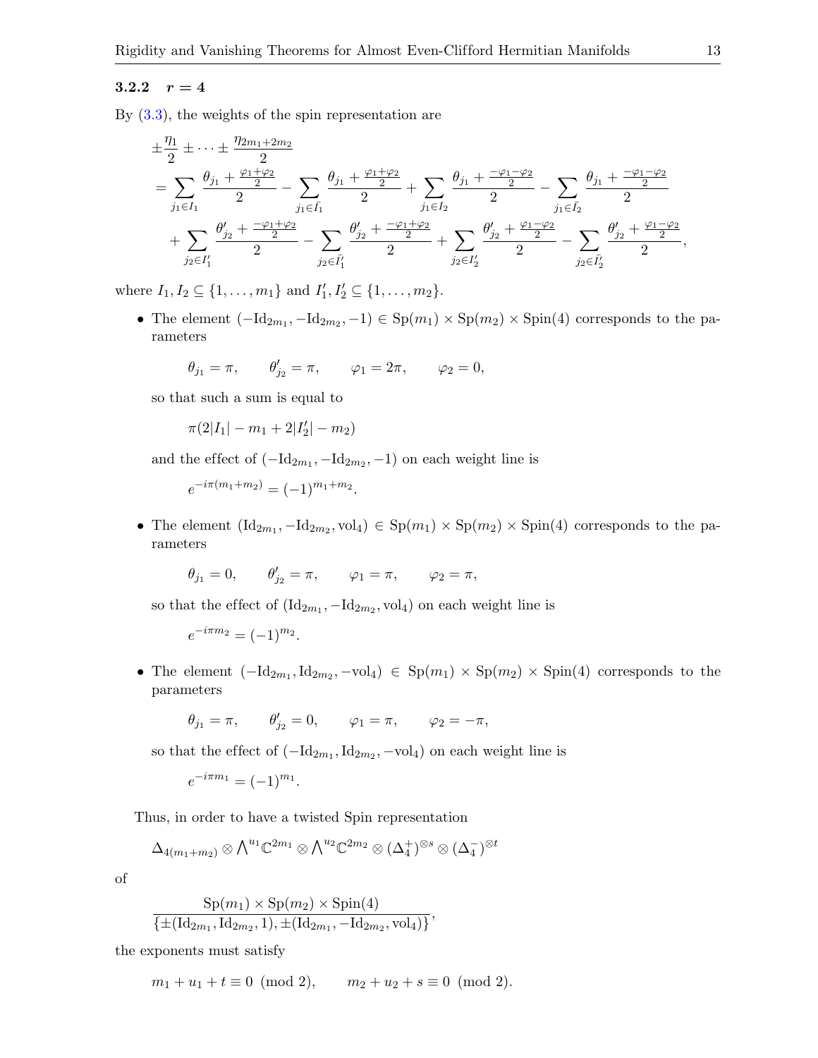### 3.2.2 $r = 4$

By (3.3), the weights of the spin representation are

$$
\begin{aligned}
&\pm\frac{\eta_1}{2} \pm \cdots \pm \frac{\eta_{2m_1+2m_2}}{2} \\
&= \sum_{j_1\in I_1} \frac{\theta_{j_1} + \frac{\varphi_1+\varphi_2}{2}}{2} - \sum_{j_1\in \bar{I}_1} \frac{\theta_{j_1} + \frac{\varphi_1+\varphi_2}{2}}{2} + \sum_{j_1\in I_2} \frac{\theta_{j_1} + \frac{-\varphi_1-\varphi_2}{2}}{2} - \sum_{j_1\in \bar{I}_2} \frac{\theta_{j_1} + \frac{-\varphi_1-\varphi_2}{2}}{2} \\
&\quad + \sum_{j_2\in I_1'} \frac{\theta'_{j_2} + \frac{-\varphi_1+\varphi_2}{2}}{2} - \sum_{j_2\in \bar{I}_1'} \frac{\theta'_{j_2} + \frac{-\varphi_1+\varphi_2}{2}}{2} + \sum_{j_2\in I_2'} \frac{\theta'_{j_2} + \frac{\varphi_1-\varphi_2}{2}}{2} - \sum_{j_2\in \bar{I}_2'} \frac{\theta'_{j_2} + \frac{\varphi_1-\varphi_2}{2}}{2},
\end{aligned}
$$

where $I_1, I_2 \subseteq \{1,\ldots,m_1\}$ and $I_1', I_2' \subseteq \{1,\ldots,m_2\}$.

- The element $(-\mathrm{Id}_{2m_1}, -\mathrm{Id}_{2m_2}, -1) \in \mathrm{Sp}(m_1)\times\mathrm{Sp}(m_2)\times\mathrm{Spin}(4)$ corresponds to the parameters

  $$\theta_{j_1} = \pi, \qquad \theta'_{j_2} = \pi, \qquad \varphi_1 = 2\pi, \qquad \varphi_2 = 0,$$

  so that such a sum is equal to

  $$\pi(2|I_1| - m_1 + 2|I_2'| - m_2)$$

  and the effect of $(-\mathrm{Id}_{2m_1}, -\mathrm{Id}_{2m_2}, -1)$ on each weight line is

  $$e^{-i\pi(m_1+m_2)} = (-1)^{m_1+m_2}.$$

- The element $(\mathrm{Id}_{2m_1}, -\mathrm{Id}_{2m_2}, \mathrm{vol}_4) \in \mathrm{Sp}(m_1)\times\mathrm{Sp}(m_2)\times\mathrm{Spin}(4)$ corresponds to the parameters

  $$\theta_{j_1} = 0, \qquad \theta'_{j_2} = \pi, \qquad \varphi_1 = \pi, \qquad \varphi_2 = \pi,$$

  so that the effect of $(\mathrm{Id}_{2m_1}, -\mathrm{Id}_{2m_2}, \mathrm{vol}_4)$ on each weight line is

  $$e^{-i\pi m_2} = (-1)^{m_2}.$$

- The element $(-\mathrm{Id}_{2m_1}, \mathrm{Id}_{2m_2}, -\mathrm{vol}_4) \in \mathrm{Sp}(m_1)\times\mathrm{Sp}(m_2)\times\mathrm{Spin}(4)$ corresponds to the parameters

  $$\theta_{j_1} = \pi, \qquad \theta'_{j_2} = 0, \qquad \varphi_1 = \pi, \qquad \varphi_2 = -\pi,$$

  so that the effect of $(-\mathrm{Id}_{2m_1}, \mathrm{Id}_{2m_2}, -\mathrm{vol}_4)$ on each weight line is

  $$e^{-i\pi m_1} = (-1)^{m_1}.$$

Thus, in order to have a twisted Spin representation

$$\Delta_{4(m_1+m_2)} \otimes \bigwedge^{u_1}\mathbb{C}^{2m_1} \otimes \bigwedge^{u_2}\mathbb{C}^{2m_2} \otimes (\Delta_4^+)^{\otimes s} \otimes (\Delta_4^-)^{\otimes t}$$

of

$$\frac{\mathrm{Sp}(m_1)\times\mathrm{Sp}(m_2)\times\mathrm{Spin}(4)}{\{\pm(\mathrm{Id}_{2m_1}, \mathrm{Id}_{2m_2}, 1), \pm(\mathrm{Id}_{2m_1}, -\mathrm{Id}_{2m_2}, \mathrm{vol}_4)\}},$$

the exponents must satisfy

$$m_1 + u_1 + t \equiv 0 \pmod 2, \qquad m_2 + u_2 + s \equiv 0 \pmod 2.$$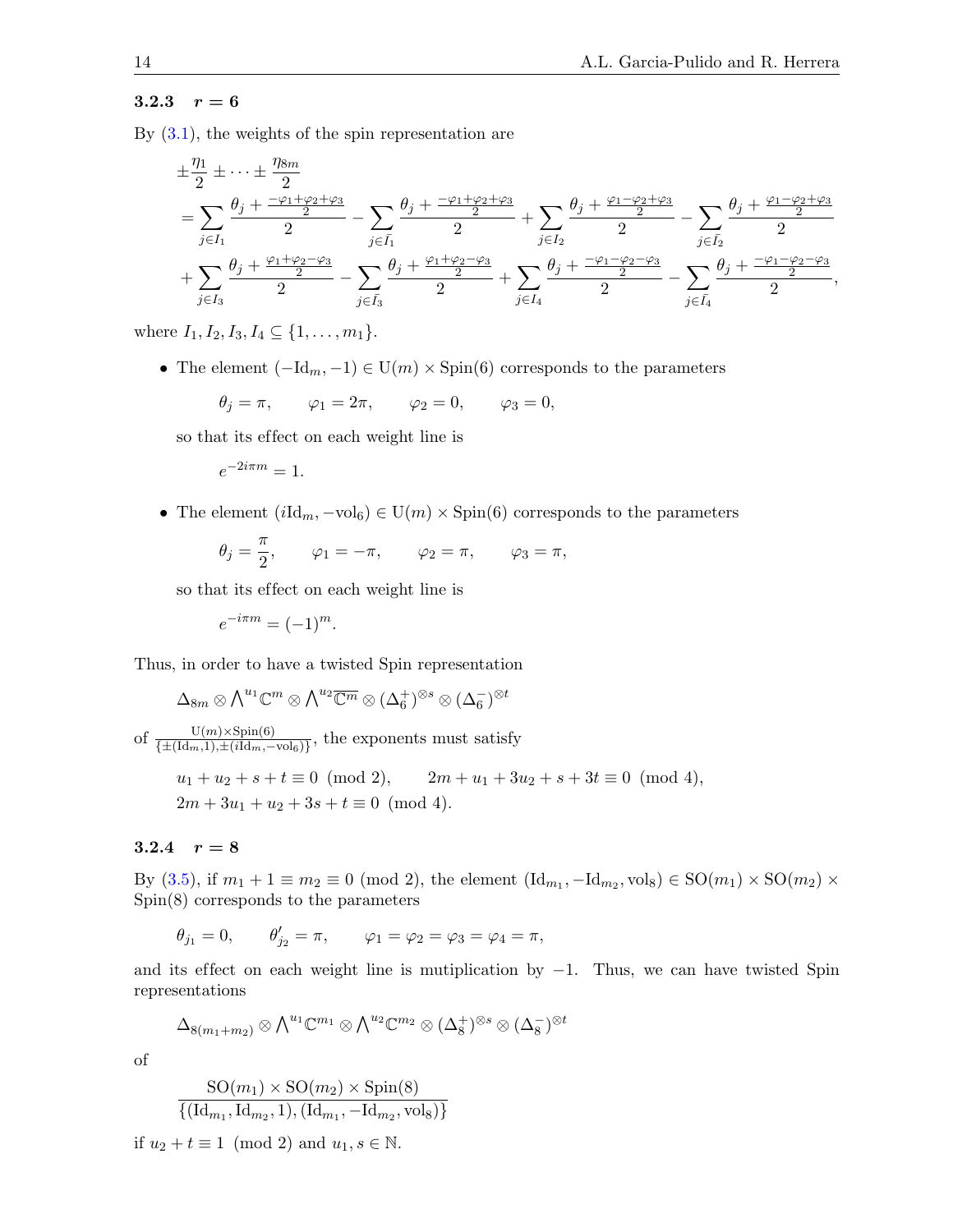### 3.2.3 $r = 6$

By (3.1), the weights of the spin representation are

$$
\begin{aligned}
&\pm\frac{\eta_1}{2} \pm \cdots \pm \frac{\eta_{8m}}{2} \\
&= \sum_{j\in I_1} \frac{\theta_j + \frac{-\varphi_1+\varphi_2+\varphi_3}{2}}{2} - \sum_{j\in \bar{I}_1} \frac{\theta_j + \frac{-\varphi_1+\varphi_2+\varphi_3}{2}}{2} + \sum_{j\in I_2} \frac{\theta_j + \frac{\varphi_1-\varphi_2+\varphi_3}{2}}{2} - \sum_{j\in \bar{I}_2} \frac{\theta_j + \frac{\varphi_1-\varphi_2+\varphi_3}{2}}{2} \\
&+ \sum_{j\in I_3} \frac{\theta_j + \frac{\varphi_1+\varphi_2-\varphi_3}{2}}{2} - \sum_{j\in \bar{I}_3} \frac{\theta_j + \frac{\varphi_1+\varphi_2-\varphi_3}{2}}{2} + \sum_{j\in I_4} \frac{\theta_j + \frac{-\varphi_1-\varphi_2-\varphi_3}{2}}{2} - \sum_{j\in \bar{I}_4} \frac{\theta_j + \frac{-\varphi_1-\varphi_2-\varphi_3}{2}}{2},
\end{aligned}
$$

where $I_1, I_2, I_3, I_4 \subseteq \{1, \ldots, m_1\}$.

- The element $(-\mathrm{Id}_m, -1) \in \mathrm{U}(m) \times \mathrm{Spin}(6)$ corresponds to the parameters

  $$\theta_j = \pi, \qquad \varphi_1 = 2\pi, \qquad \varphi_2 = 0, \qquad \varphi_3 = 0,$$

  so that its effect on each weight line is

  $$e^{-2i\pi m} = 1.$$

- The element $(i\mathrm{Id}_m, -\mathrm{vol}_6) \in \mathrm{U}(m) \times \mathrm{Spin}(6)$ corresponds to the parameters

  $$\theta_j = \frac{\pi}{2}, \qquad \varphi_1 = -\pi, \qquad \varphi_2 = \pi, \qquad \varphi_3 = \pi,$$

  so that its effect on each weight line is

  $$e^{-i\pi m} = (-1)^m.$$

Thus, in order to have a twisted Spin representation

$$\Delta_{8m} \otimes \bigwedge\nolimits^{u_1} \mathbb{C}^m \otimes \bigwedge\nolimits^{u_2} \overline{\mathbb{C}^m} \otimes (\Delta_6^+)^{\otimes s} \otimes (\Delta_6^-)^{\otimes t}$$

of $\frac{\mathrm{U}(m)\times \mathrm{Spin}(6)}{\{\pm(\mathrm{Id}_m,1), \pm(i\mathrm{Id}_m, -\mathrm{vol}_6)\}}$, the exponents must satisfy

$$
\begin{aligned}
&u_1 + u_2 + s + t \equiv 0 \pmod 2, \qquad 2m + u_1 + 3u_2 + s + 3t \equiv 0 \pmod 4,\\
&2m + 3u_1 + u_2 + 3s + t \equiv 0 \pmod 4.
\end{aligned}
$$

### 3.2.4 $r = 8$

By (3.5), if $m_1 + 1 \equiv m_2 \equiv 0 \pmod 2$, the element $(\mathrm{Id}_{m_1}, -\mathrm{Id}_{m_2}, \mathrm{vol}_8) \in \mathrm{SO}(m_1) \times \mathrm{SO}(m_2) \times \mathrm{Spin}(8)$ corresponds to the parameters

$$\theta_{j_1} = 0, \qquad \theta'_{j_2} = \pi, \qquad \varphi_1 = \varphi_2 = \varphi_3 = \varphi_4 = \pi,$$

and its effect on each weight line is mutiplication by $-1$. Thus, we can have twisted Spin representations

$$\Delta_{8(m_1+m_2)} \otimes \bigwedge\nolimits^{u_1} \mathbb{C}^{m_1} \otimes \bigwedge\nolimits^{u_2} \mathbb{C}^{m_2} \otimes (\Delta_8^+)^{\otimes s} \otimes (\Delta_8^-)^{\otimes t}$$

of

$$\frac{\mathrm{SO}(m_1) \times \mathrm{SO}(m_2) \times \mathrm{Spin}(8)}{\{(\mathrm{Id}_{m_1}, \mathrm{Id}_{m_2}, 1), (\mathrm{Id}_{m_1}, -\mathrm{Id}_{m_2}, \mathrm{vol}_8)\}}$$

if $u_2 + t \equiv 1 \pmod 2$ and $u_1, s \in \mathbb{N}$.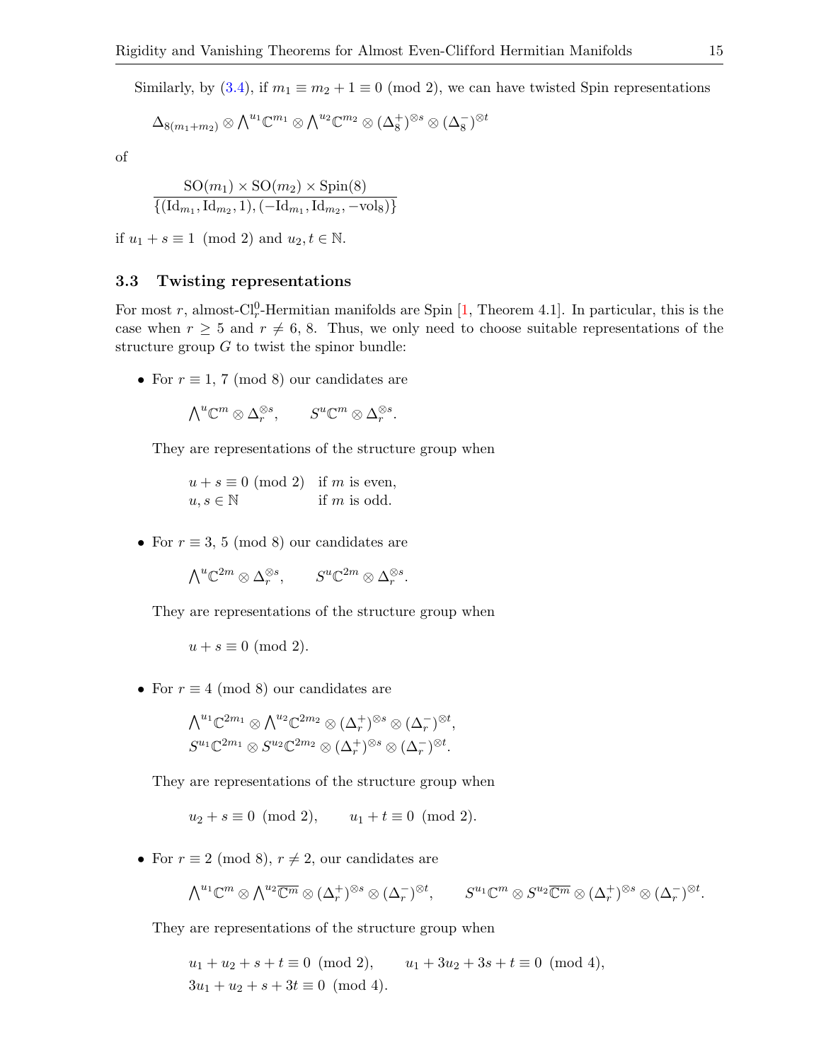Similarly, by (3.4), if $m_1 \equiv m_2 + 1 \equiv 0 \pmod 2$, we can have twisted Spin representations

$$\Delta_{8(m_1+m_2)} \otimes \bigwedge^{u_1}\mathbb{C}^{m_1} \otimes \bigwedge^{u_2}\mathbb{C}^{m_2} \otimes (\Delta_8^+)^{\otimes s} \otimes (\Delta_8^-)^{\otimes t}$$

of

$$\frac{\mathrm{SO}(m_1) \times \mathrm{SO}(m_2) \times \mathrm{Spin}(8)}{\{(\mathrm{Id}_{m_1}, \mathrm{Id}_{m_2}, 1), (-\mathrm{Id}_{m_1}, \mathrm{Id}_{m_2}, -\mathrm{vol}_8)\}}$$

if $u_1 + s \equiv 1 \pmod 2$ and $u_2, t \in \mathbb{N}$.

### 3.3 Twisting representations

For most $r$, almost-$\mathrm{Cl}_r^0$-Hermitian manifolds are Spin [1, Theorem 4.1]. In particular, this is the case when $r \geq 5$ and $r \neq 6, 8$. Thus, we only need to choose suitable representations of the structure group $G$ to twist the spinor bundle:

- For $r \equiv 1, 7 \pmod 8$ our candidates are

  $$\bigwedge^u\mathbb{C}^m \otimes \Delta_r^{\otimes s}, \qquad S^u\mathbb{C}^m \otimes \Delta_r^{\otimes s}.$$

  They are representations of the structure group when

  $$\begin{array}{ll} u + s \equiv 0 \pmod 2 & \text{if } m \text{ is even,} \\ u, s \in \mathbb{N} & \text{if } m \text{ is odd.} \end{array}$$

- For $r \equiv 3, 5 \pmod 8$ our candidates are

  $$\bigwedge^u\mathbb{C}^{2m} \otimes \Delta_r^{\otimes s}, \qquad S^u\mathbb{C}^{2m} \otimes \Delta_r^{\otimes s}.$$

  They are representations of the structure group when

  $$u + s \equiv 0 \pmod 2.$$

- For $r \equiv 4 \pmod 8$ our candidates are

  $$\bigwedge^{u_1}\mathbb{C}^{2m_1} \otimes \bigwedge^{u_2}\mathbb{C}^{2m_2} \otimes (\Delta_r^+)^{\otimes s} \otimes (\Delta_r^-)^{\otimes t},$$
  $$S^{u_1}\mathbb{C}^{2m_1} \otimes S^{u_2}\mathbb{C}^{2m_2} \otimes (\Delta_r^+)^{\otimes s} \otimes (\Delta_r^-)^{\otimes t}.$$

  They are representations of the structure group when

  $$u_2 + s \equiv 0 \pmod 2, \qquad u_1 + t \equiv 0 \pmod 2.$$

- For $r \equiv 2 \pmod 8$, $r \neq 2$, our candidates are

  $$\bigwedge^{u_1}\mathbb{C}^m \otimes \bigwedge^{u_2}\overline{\mathbb{C}^m} \otimes (\Delta_r^+)^{\otimes s} \otimes (\Delta_r^-)^{\otimes t}, \qquad S^{u_1}\mathbb{C}^m \otimes S^{u_2}\overline{\mathbb{C}^m} \otimes (\Delta_r^+)^{\otimes s} \otimes (\Delta_r^-)^{\otimes t}.$$

  They are representations of the structure group when

  $$u_1 + u_2 + s + t \equiv 0 \pmod 2, \qquad u_1 + 3u_2 + 3s + t \equiv 0 \pmod 4,$$
  $$3u_1 + u_2 + s + 3t \equiv 0 \pmod 4.$$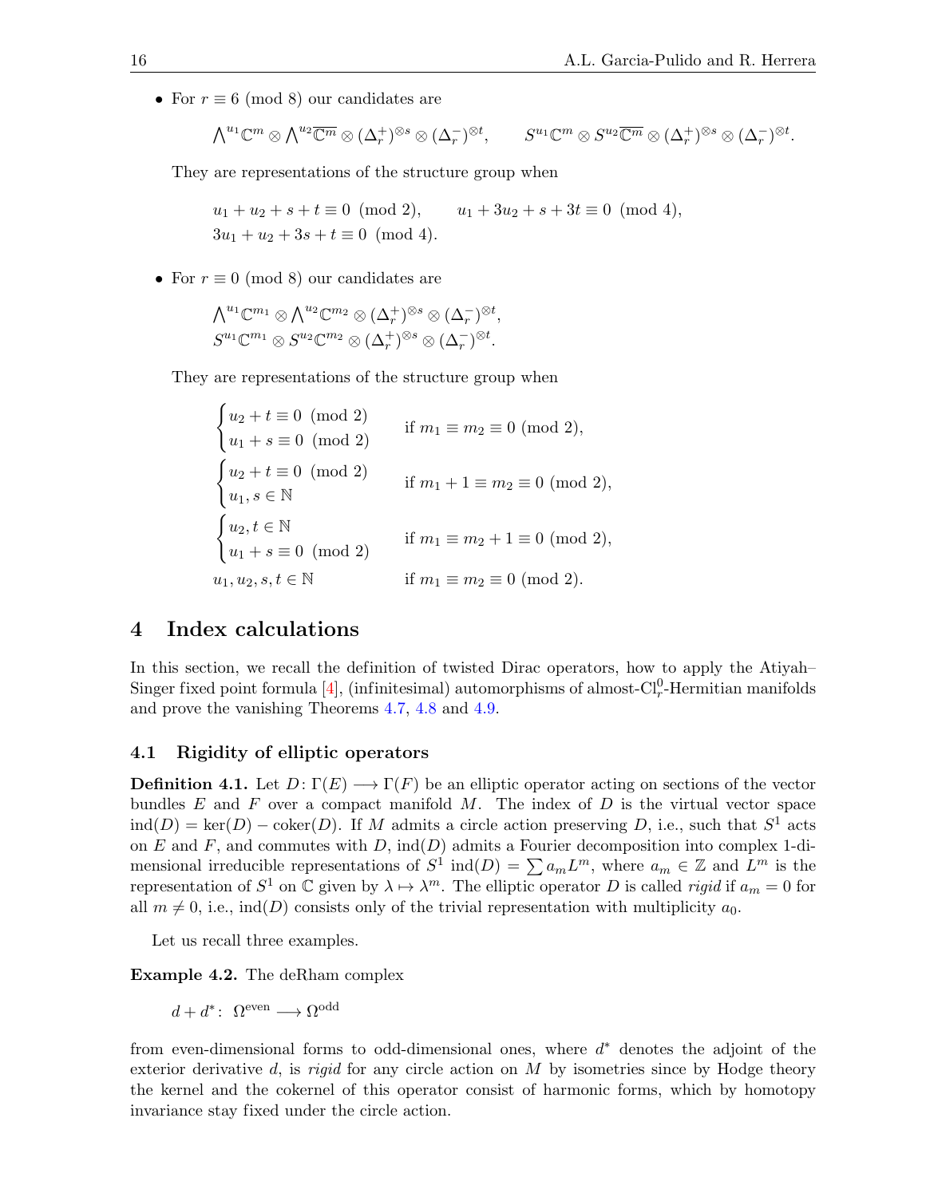- For $r \equiv 6 \pmod 8$ our candidates are

$$\bigwedge^{u_1}\mathbb{C}^m \otimes \bigwedge^{u_2}\overline{\mathbb{C}^m} \otimes (\Delta_r^+)^{\otimes s} \otimes (\Delta_r^-)^{\otimes t}, \qquad S^{u_1}\mathbb{C}^m \otimes S^{u_2}\overline{\mathbb{C}^m} \otimes (\Delta_r^+)^{\otimes s} \otimes (\Delta_r^-)^{\otimes t}.$$

  They are representations of the structure group when

$$u_1 + u_2 + s + t \equiv 0 \pmod 2, \qquad u_1 + 3u_2 + s + 3t \equiv 0 \pmod 4,$$
$$3u_1 + u_2 + 3s + t \equiv 0 \pmod 4.$$

- For $r \equiv 0 \pmod 8$ our candidates are

$$\bigwedge^{u_1}\mathbb{C}^{m_1} \otimes \bigwedge^{u_2}\mathbb{C}^{m_2} \otimes (\Delta_r^+)^{\otimes s} \otimes (\Delta_r^-)^{\otimes t},$$
$$S^{u_1}\mathbb{C}^{m_1} \otimes S^{u_2}\mathbb{C}^{m_2} \otimes (\Delta_r^+)^{\otimes s} \otimes (\Delta_r^-)^{\otimes t}.$$

  They are representations of the structure group when

$$\begin{cases} u_2 + t \equiv 0 \pmod 2 \\ u_1 + s \equiv 0 \pmod 2 \end{cases} \quad \text{if } m_1 \equiv m_2 \equiv 0 \pmod 2,$$
$$\begin{cases} u_2 + t \equiv 0 \pmod 2 \\ u_1, s \in \mathbb{N} \end{cases} \quad \text{if } m_1 + 1 \equiv m_2 \equiv 0 \pmod 2,$$
$$\begin{cases} u_2, t \in \mathbb{N} \\ u_1 + s \equiv 0 \pmod 2 \end{cases} \quad \text{if } m_1 \equiv m_2 + 1 \equiv 0 \pmod 2,$$
$$u_1, u_2, s, t \in \mathbb{N} \quad \text{if } m_1 \equiv m_2 \equiv 0 \pmod 2.$$

## 4 Index calculations

In this section, we recall the definition of twisted Dirac operators, how to apply the Atiyah–Singer fixed point formula [4], (infinitesimal) automorphisms of almost-$\mathrm{Cl}_r^0$-Hermitian manifolds and prove the vanishing Theorems 4.7, 4.8 and 4.9.

### 4.1 Rigidity of elliptic operators

**Definition 4.1.** Let $D\colon \Gamma(E) \longrightarrow \Gamma(F)$ be an elliptic operator acting on sections of the vector bundles $E$ and $F$ over a compact manifold $M$. The index of $D$ is the virtual vector space $\mathrm{ind}(D) = \ker(D) - \mathrm{coker}(D)$. If $M$ admits a circle action preserving $D$, i.e., such that $S^1$ acts on $E$ and $F$, and commutes with $D$, $\mathrm{ind}(D)$ admits a Fourier decomposition into complex 1-dimensional irreducible representations of $S^1$ $\mathrm{ind}(D) = \sum a_m L^m$, where $a_m \in \mathbb{Z}$ and $L^m$ is the representation of $S^1$ on $\mathbb{C}$ given by $\lambda \mapsto \lambda^m$. The elliptic operator $D$ is called *rigid* if $a_m = 0$ for all $m \neq 0$, i.e., $\mathrm{ind}(D)$ consists only of the trivial representation with multiplicity $a_0$.

Let us recall three examples.

**Example 4.2.** The deRham complex

$$d + d^*\colon\ \Omega^{\mathrm{even}} \longrightarrow \Omega^{\mathrm{odd}}$$

from even-dimensional forms to odd-dimensional ones, where $d^*$ denotes the adjoint of the exterior derivative $d$, is *rigid* for any circle action on $M$ by isometries since by Hodge theory the kernel and the cokernel of this operator consist of harmonic forms, which by homotopy invariance stay fixed under the circle action.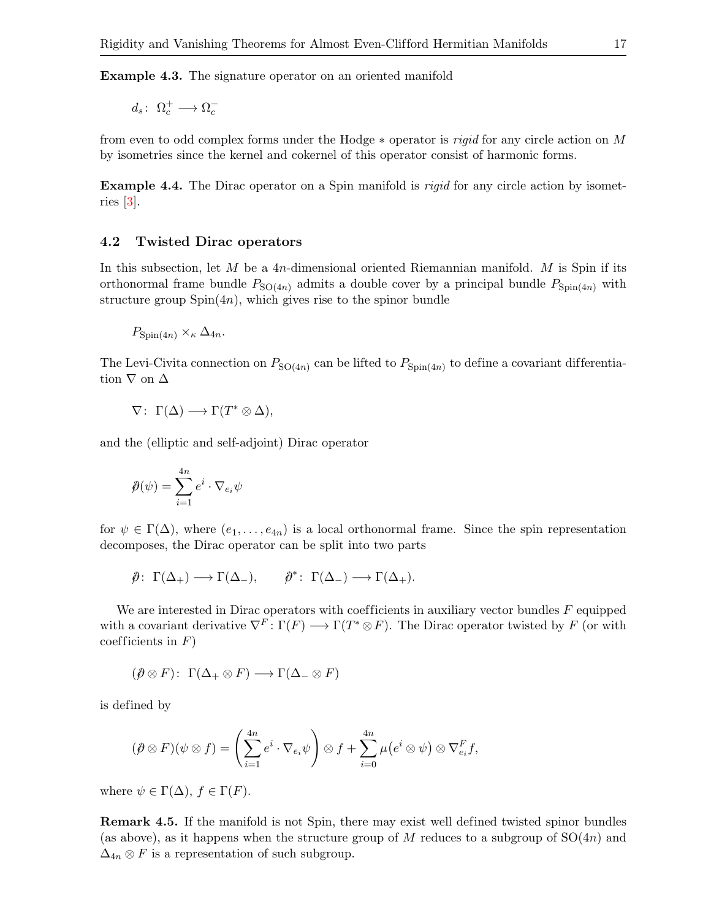**Example 4.3.** The signature operator on an oriented manifold

$$d_s\colon\ \Omega_c^+ \longrightarrow \Omega_c^-$$

from even to odd complex forms under the Hodge $*$ operator is *rigid* for any circle action on $M$ by isometries since the kernel and cokernel of this operator consist of harmonic forms.

**Example 4.4.** The Dirac operator on a Spin manifold is *rigid* for any circle action by isometries [3].

### 4.2 Twisted Dirac operators

In this subsection, let $M$ be a $4n$-dimensional oriented Riemannian manifold. $M$ is Spin if its orthonormal frame bundle $P_{\mathrm{SO}(4n)}$ admits a double cover by a principal bundle $P_{\mathrm{Spin}(4n)}$ with structure group $\mathrm{Spin}(4n)$, which gives rise to the spinor bundle

$$P_{\mathrm{Spin}(4n)} \times_\kappa \Delta_{4n}.$$

The Levi-Civita connection on $P_{\mathrm{SO}(4n)}$ can be lifted to $P_{\mathrm{Spin}(4n)}$ to define a covariant differentiation $\nabla$ on $\Delta$

$$\nabla\colon\ \Gamma(\Delta) \longrightarrow \Gamma(T^* \otimes \Delta),$$

and the (elliptic and self-adjoint) Dirac operator

$$\partial\!\!\!/(\psi) = \sum_{i=1}^{4n} e^i \cdot \nabla_{e_i}\psi$$

for $\psi \in \Gamma(\Delta)$, where $(e_1, \ldots, e_{4n})$ is a local orthonormal frame. Since the spin representation decomposes, the Dirac operator can be split into two parts

$$\partial\!\!\!/\colon\ \Gamma(\Delta_+) \longrightarrow \Gamma(\Delta_-), \qquad \partial\!\!\!/^*\colon\ \Gamma(\Delta_-) \longrightarrow \Gamma(\Delta_+).$$

We are interested in Dirac operators with coefficients in auxiliary vector bundles $F$ equipped with a covariant derivative $\nabla^F\colon \Gamma(F) \longrightarrow \Gamma(T^* \otimes F)$. The Dirac operator twisted by $F$ (or with coefficients in $F$)

$$(\partial\!\!\!/ \otimes F)\colon\ \Gamma(\Delta_+ \otimes F) \longrightarrow \Gamma(\Delta_- \otimes F)$$

is defined by

$$(\partial\!\!\!/ \otimes F)(\psi \otimes f) = \left(\sum_{i=1}^{4n} e^i \cdot \nabla_{e_i}\psi\right) \otimes f + \sum_{i=0}^{4n} \mu\big(e^i \otimes \psi\big) \otimes \nabla^F_{e_i} f,$$

where $\psi \in \Gamma(\Delta)$, $f \in \Gamma(F)$.

**Remark 4.5.** If the manifold is not Spin, there may exist well defined twisted spinor bundles (as above), as it happens when the structure group of $M$ reduces to a subgroup of $\mathrm{SO}(4n)$ and $\Delta_{4n} \otimes F$ is a representation of such subgroup.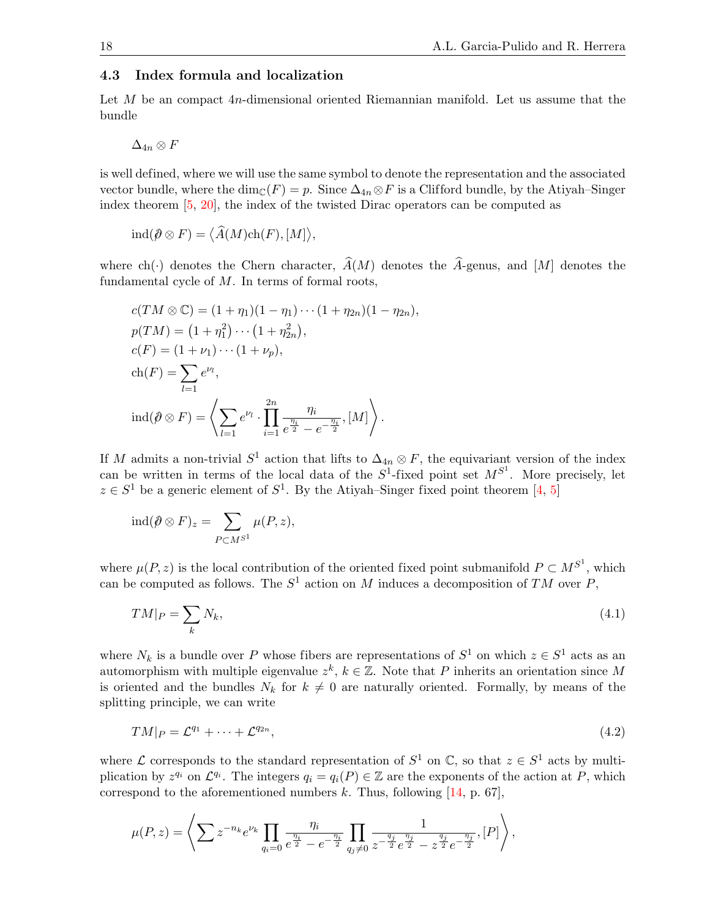### 4.3 Index formula and localization

Let $M$ be an compact $4n$-dimensional oriented Riemannian manifold. Let us assume that the bundle

$$\Delta_{4n} \otimes F$$

is well defined, where we will use the same symbol to denote the representation and the associated vector bundle, where the $\dim_{\mathbb{C}}(F) = p$. Since $\Delta_{4n} \otimes F$ is a Clifford bundle, by the Atiyah–Singer index theorem [5, 20], the index of the twisted Dirac operators can be computed as

$$\operatorname{ind}(\partial\!\!\!/ \otimes F) = \langle \widehat{A}(M)\operatorname{ch}(F), [M] \rangle,$$

where $\operatorname{ch}(\cdot)$ denotes the Chern character, $\widehat{A}(M)$ denotes the $\widehat{A}$-genus, and $[M]$ denotes the fundamental cycle of $M$. In terms of formal roots,

$$\begin{aligned}
&c(TM \otimes \mathbb{C}) = (1+\eta_1)(1-\eta_1)\cdots(1+\eta_{2n})(1-\eta_{2n}),\\
&p(TM) = \left(1+\eta_1^2\right)\cdots\left(1+\eta_{2n}^2\right),\\
&c(F) = (1+\nu_1)\cdots(1+\nu_p),\\
&\operatorname{ch}(F) = \sum_{l=1} e^{\nu_l},\\
&\operatorname{ind}(\partial\!\!\!/ \otimes F) = \left\langle \sum_{l=1} e^{\nu_l} \cdot \prod_{i=1}^{2n} \frac{\eta_i}{e^{\frac{\eta_i}{2}} - e^{-\frac{\eta_i}{2}}}, [M] \right\rangle.
\end{aligned}$$

If $M$ admits a non-trivial $S^1$ action that lifts to $\Delta_{4n} \otimes F$, the equivariant version of the index can be written in terms of the local data of the $S^1$-fixed point set $M^{S^1}$. More precisely, let $z \in S^1$ be a generic element of $S^1$. By the Atiyah–Singer fixed point theorem [4, 5]

$$\operatorname{ind}(\partial\!\!\!/ \otimes F)_z = \sum_{P \subset M^{S^1}} \mu(P, z),$$

where $\mu(P, z)$ is the local contribution of the oriented fixed point submanifold $P \subset M^{S^1}$, which can be computed as follows. The $S^1$ action on $M$ induces a decomposition of $TM$ over $P$,

$$TM|_P = \sum_k N_k, \tag{4.1}$$

where $N_k$ is a bundle over $P$ whose fibers are representations of $S^1$ on which $z \in S^1$ acts as an automorphism with multiple eigenvalue $z^k$, $k \in \mathbb{Z}$. Note that $P$ inherits an orientation since $M$ is oriented and the bundles $N_k$ for $k \neq 0$ are naturally oriented. Formally, by means of the splitting principle, we can write

$$TM|_P = \mathcal{L}^{q_1} + \cdots + \mathcal{L}^{q_{2n}}, \tag{4.2}$$

where $\mathcal{L}$ corresponds to the standard representation of $S^1$ on $\mathbb{C}$, so that $z \in S^1$ acts by multiplication by $z^{q_i}$ on $\mathcal{L}^{q_i}$. The integers $q_i = q_i(P) \in \mathbb{Z}$ are the exponents of the action at $P$, which correspond to the aforementioned numbers $k$. Thus, following [14, p. 67],

$$\mu(P, z) = \left\langle \sum z^{-n_k} e^{\nu_k} \prod_{q_i = 0} \frac{\eta_i}{e^{\frac{\eta_i}{2}} - e^{-\frac{\eta_i}{2}}} \prod_{q_j \neq 0} \frac{1}{z^{-\frac{q_j}{2}} e^{\frac{\eta_j}{2}} - z^{\frac{q_j}{2}} e^{-\frac{\eta_j}{2}}}, [P] \right\rangle,$$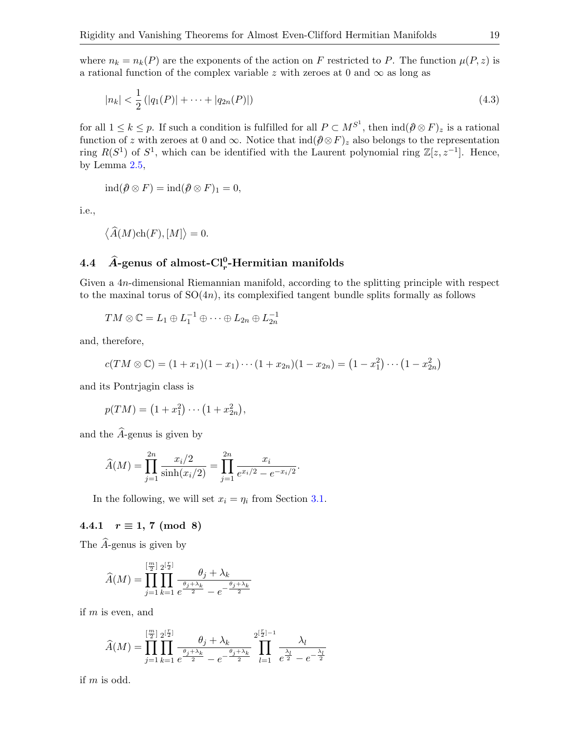where $n_k = n_k(P)$ are the exponents of the action on $F$ restricted to $P$. The function $\mu(P, z)$ is a rational function of the complex variable $z$ with zeroes at 0 and $\infty$ as long as

$$|n_k| < \frac{1}{2}\left(|q_1(P)| + \cdots + |q_{2n}(P)|\right) \tag{4.3}$$

for all $1 \le k \le p$. If such a condition is fulfilled for all $P \subset M^{S^1}$, then $\mathrm{ind}(\partial\!\!\!/ \otimes F)_z$ is a rational function of $z$ with zeroes at 0 and $\infty$. Notice that $\mathrm{ind}(\partial\!\!\!/ \otimes F)_z$ also belongs to the representation ring $R(S^1)$ of $S^1$, which can be identified with the Laurent polynomial ring $\mathbb{Z}[z, z^{-1}]$. Hence, by Lemma 2.5,

$$\mathrm{ind}(\partial\!\!\!/ \otimes F) = \mathrm{ind}(\partial\!\!\!/ \otimes F)_1 = 0,$$

i.e.,

$$\left\langle \widehat{A}(M)\mathrm{ch}(F), [M]\right\rangle = 0.$$

## 4.4 $\widehat{A}$-genus of almost-$\mathrm{Cl}^0_r$-Hermitian manifolds

Given a $4n$-dimensional Riemannian manifold, according to the splitting principle with respect to the maxinal torus of $\mathrm{SO}(4n)$, its complexified tangent bundle splits formally as follows

$$TM \otimes \mathbb{C} = L_1 \oplus L_1^{-1} \oplus \cdots \oplus L_{2n} \oplus L_{2n}^{-1}$$

and, therefore,

$$c(TM \otimes \mathbb{C}) = (1 + x_1)(1 - x_1) \cdots (1 + x_{2n})(1 - x_{2n}) = \left(1 - x_1^2\right) \cdots \left(1 - x_{2n}^2\right)$$

and its Pontrjagin class is

$$p(TM) = \left(1 + x_1^2\right) \cdots \left(1 + x_{2n}^2\right),$$

and the $\widehat{A}$-genus is given by

$$\widehat{A}(M) = \prod_{j=1}^{2n} \frac{x_i/2}{\sinh(x_i/2)} = \prod_{j=1}^{2n} \frac{x_i}{e^{x_i/2} - e^{-x_i/2}}.$$

In the following, we will set $x_i = \eta_i$ from Section 3.1.

### 4.4.1 $r \equiv 1,\, 7 \pmod 8$

The $\widehat{A}$-genus is given by

$$\widehat{A}(M) = \prod_{j=1}^{[\frac{m}{2}]} \prod_{k=1}^{2^{[\frac{r}{2}]}} \frac{\theta_j + \lambda_k}{e^{\frac{\theta_j + \lambda_k}{2}} - e^{-\frac{\theta_j + \lambda_k}{2}}}$$

if $m$ is even, and

$$\widehat{A}(M) = \prod_{j=1}^{[\frac{m}{2}]} \prod_{k=1}^{2^{[\frac{r}{2}]}} \frac{\theta_j + \lambda_k}{e^{\frac{\theta_j + \lambda_k}{2}} - e^{-\frac{\theta_j + \lambda_k}{2}}} \prod_{l=1}^{2^{[\frac{r}{2}]-1}} \frac{\lambda_l}{e^{\frac{\lambda_l}{2}} - e^{-\frac{\lambda_l}{2}}}$$

if $m$ is odd.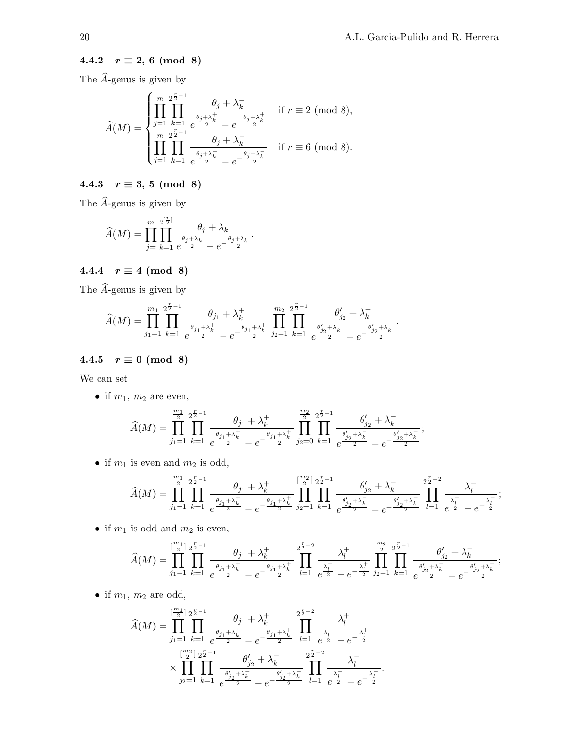#### 4.4.2 $r \equiv 2,\, 6 \pmod 8$

The $\widehat{A}$-genus is given by

$$\widehat{A}(M) = \begin{cases} \displaystyle\prod_{j=1}^{m} \prod_{k=1}^{2^{\frac{r}{2}-1}} \frac{\theta_j + \lambda_k^+}{e^{\frac{\theta_j+\lambda_k^+}{2}} - e^{-\frac{\theta_j+\lambda_k^+}{2}}} & \text{if } r \equiv 2 \pmod 8, \\ \displaystyle\prod_{j=1}^{m} \prod_{k=1}^{2^{\frac{r}{2}-1}} \frac{\theta_j + \lambda_k^-}{e^{\frac{\theta_j+\lambda_k^-}{2}} - e^{-\frac{\theta_j+\lambda_k^-}{2}}} & \text{if } r \equiv 6 \pmod 8. \end{cases}$$

#### 4.4.3 $r \equiv 3,\, 5 \pmod 8$

The $\widehat{A}$-genus is given by

$$\widehat{A}(M) = \prod_{j=}^{m} \prod_{k=1}^{2^{[\frac{r}{2}]}} \frac{\theta_j + \lambda_k}{e^{\frac{\theta_j+\lambda_k}{2}} - e^{-\frac{\theta_j+\lambda_k}{2}}}.$$

#### 4.4.4 $r \equiv 4 \pmod 8$

The $\widehat{A}$-genus is given by

$$\widehat{A}(M) = \prod_{j_1=1}^{m_1} \prod_{k=1}^{2^{\frac{r}{2}-1}} \frac{\theta_{j_1} + \lambda_k^+}{e^{\frac{\theta_{j_1}+\lambda_k^+}{2}} - e^{-\frac{\theta_{j_1}+\lambda_k^+}{2}}} \prod_{j_2=1}^{m_2} \prod_{k=1}^{2^{\frac{r}{2}-1}} \frac{\theta'_{j_2} + \lambda_k^-}{e^{\frac{\theta'_{j_2}+\lambda_k^-}{2}} - e^{-\frac{\theta'_{j_2}+\lambda_k^-}{2}}}.$$

#### 4.4.5 $r \equiv 0 \pmod 8$

We can set

- if $m_1$, $m_2$ are even,

$$\widehat{A}(M) = \prod_{j_1=1}^{\frac{m_1}{2}} \prod_{k=1}^{2^{\frac{r}{2}-1}} \frac{\theta_{j_1} + \lambda_k^+}{e^{\frac{\theta_{j_1}+\lambda_k^+}{2}} - e^{-\frac{\theta_{j_1}+\lambda_k^+}{2}}} \prod_{j_2=0}^{\frac{m_2}{2}} \prod_{k=1}^{2^{\frac{r}{2}-1}} \frac{\theta'_{j_2} + \lambda_k^-}{e^{\frac{\theta'_{j_2}+\lambda_k^-}{2}} - e^{-\frac{\theta'_{j_2}+\lambda_k^-}{2}}};$$

- if $m_1$ is even and $m_2$ is odd,

$$\widehat{A}(M) = \prod_{j_1=1}^{\frac{m_1}{2}} \prod_{k=1}^{2^{\frac{r}{2}-1}} \frac{\theta_{j_1} + \lambda_k^+}{e^{\frac{\theta_{j_1}+\lambda_k^+}{2}} - e^{-\frac{\theta_{j_1}+\lambda_k^+}{2}}} \prod_{j_2=1}^{[\frac{m_2}{2}]} \prod_{k=1}^{2^{\frac{r}{2}-1}} \frac{\theta'_{j_2} + \lambda_k^-}{e^{\frac{\theta'_{j_2}+\lambda_k^-}{2}} - e^{-\frac{\theta'_{j_2}+\lambda_k^-}{2}}} \prod_{l=1}^{2^{\frac{r}{2}-2}} \frac{\lambda_l^-}{e^{\frac{\lambda_l^-}{2}} - e^{-\frac{\lambda_l^-}{2}}};$$

- if $m_1$ is odd and $m_2$ is even,

$$\widehat{A}(M) = \prod_{j_1=1}^{[\frac{m_1}{2}]} \prod_{k=1}^{2^{\frac{r}{2}-1}} \frac{\theta_{j_1} + \lambda_k^+}{e^{\frac{\theta_{j_1}+\lambda_k^+}{2}} - e^{-\frac{\theta_{j_1}+\lambda_k^+}{2}}} \prod_{l=1}^{2^{\frac{r}{2}-2}} \frac{\lambda_l^+}{e^{\frac{\lambda_l^+}{2}} - e^{-\frac{\lambda_l^+}{2}}} \prod_{j_2=1}^{\frac{m_2}{2}} \prod_{k=1}^{2^{\frac{r}{2}-1}} \frac{\theta'_{j_2} + \lambda_k^-}{e^{\frac{\theta'_{j_2}+\lambda_k^-}{2}} - e^{-\frac{\theta'_{j_2}+\lambda_k^-}{2}}};$$

- if $m_1$, $m_2$ are odd,

$$\begin{aligned} \widehat{A}(M) = & \prod_{j_1=1}^{[\frac{m_1}{2}]} \prod_{k=1}^{2^{\frac{r}{2}-1}} \frac{\theta_{j_1} + \lambda_k^+}{e^{\frac{\theta_{j_1}+\lambda_k^+}{2}} - e^{-\frac{\theta_{j_1}+\lambda_k^+}{2}}} \prod_{l=1}^{2^{\frac{r}{2}-2}} \frac{\lambda_l^+}{e^{\frac{\lambda_l^+}{2}} - e^{-\frac{\lambda_l^+}{2}}} \\ & \times \prod_{j_2=1}^{[\frac{m_2}{2}]} \prod_{k=1}^{2^{\frac{r}{2}-1}} \frac{\theta'_{j_2} + \lambda_k^-}{e^{\frac{\theta'_{j_2}+\lambda_k^-}{2}} - e^{-\frac{\theta'_{j_2}+\lambda_k^-}{2}}} \prod_{l=1}^{2^{\frac{r}{2}-2}} \frac{\lambda_l^-}{e^{\frac{\lambda_l^-}{2}} - e^{-\frac{\lambda_l^-}{2}}}. \end{aligned}$$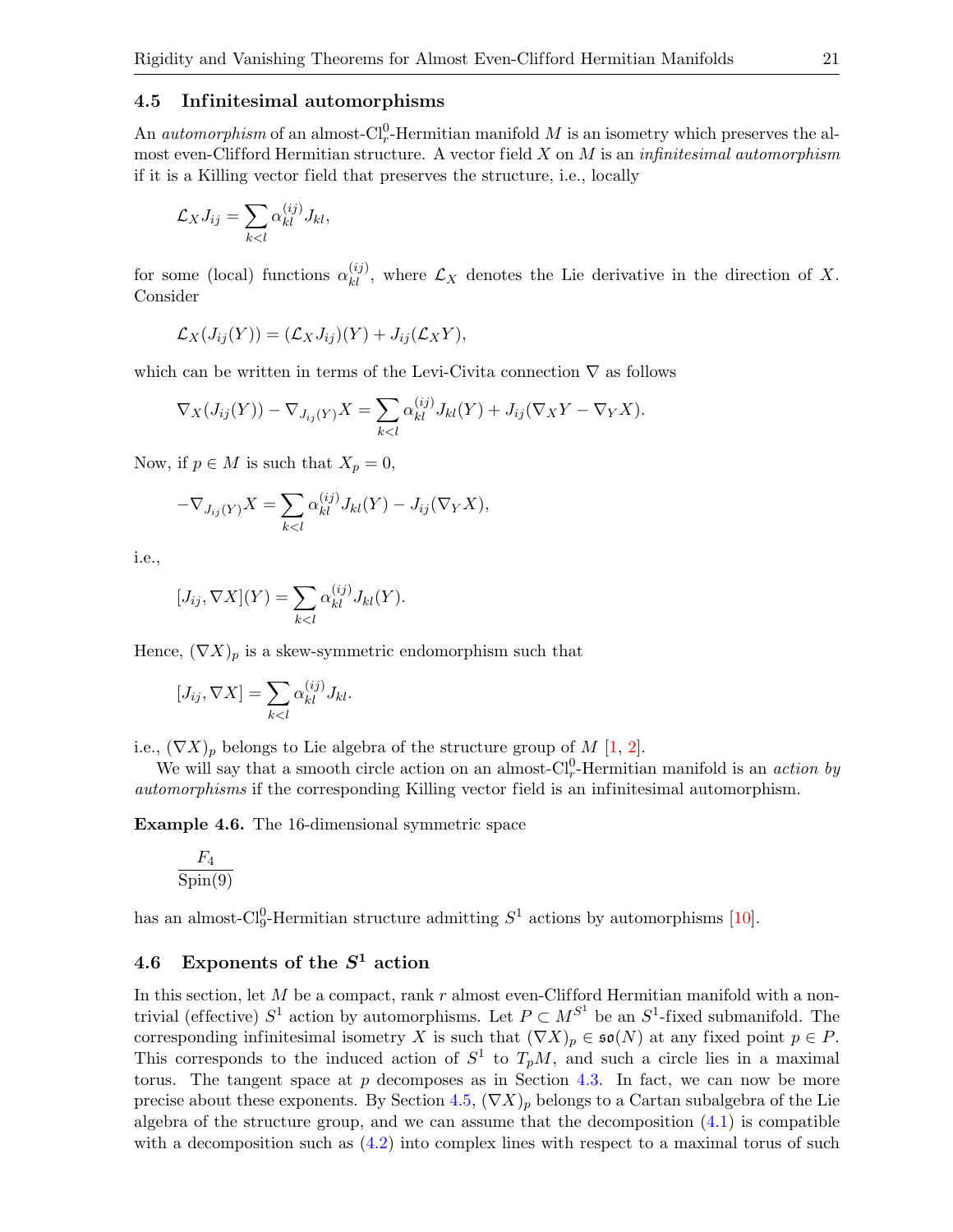### 4.5 Infinitesimal automorphisms

An *automorphism* of an almost-$\mathrm{Cl}^0_r$-Hermitian manifold $M$ is an isometry which preserves the almost even-Clifford Hermitian structure. A vector field $X$ on $M$ is an *infinitesimal automorphism* if it is a Killing vector field that preserves the structure, i.e., locally

$$\mathcal{L}_X J_{ij} = \sum_{k<l} \alpha^{(ij)}_{kl} J_{kl},$$

for some (local) functions $\alpha^{(ij)}_{kl}$, where $\mathcal{L}_X$ denotes the Lie derivative in the direction of $X$. Consider

$$\mathcal{L}_X(J_{ij}(Y)) = (\mathcal{L}_X J_{ij})(Y) + J_{ij}(\mathcal{L}_X Y),$$

which can be written in terms of the Levi-Civita connection $\nabla$ as follows

$$\nabla_X(J_{ij}(Y)) - \nabla_{J_{ij}(Y)} X = \sum_{k<l} \alpha^{(ij)}_{kl} J_{kl}(Y) + J_{ij}(\nabla_X Y - \nabla_Y X).$$

Now, if $p \in M$ is such that $X_p = 0$,

$$-\nabla_{J_{ij}(Y)} X = \sum_{k<l} \alpha^{(ij)}_{kl} J_{kl}(Y) - J_{ij}(\nabla_Y X),$$

i.e.,

$$[J_{ij}, \nabla X](Y) = \sum_{k<l} \alpha^{(ij)}_{kl} J_{kl}(Y).$$

Hence, $(\nabla X)_p$ is a skew-symmetric endomorphism such that

$$[J_{ij}, \nabla X] = \sum_{k<l} \alpha^{(ij)}_{kl} J_{kl}.$$

i.e., $(\nabla X)_p$ belongs to Lie algebra of the structure group of $M$ [1, 2].

We will say that a smooth circle action on an almost-$\mathrm{Cl}^0_r$-Hermitian manifold is an *action by automorphisms* if the corresponding Killing vector field is an infinitesimal automorphism.

**Example 4.6.** The 16-dimensional symmetric space

$$\frac{F_4}{\mathrm{Spin}(9)}$$

has an almost-$\mathrm{Cl}^0_9$-Hermitian structure admitting $S^1$ actions by automorphisms [10].

### 4.6 Exponents of the $S^1$ action

In this section, let $M$ be a compact, rank $r$ almost even-Clifford Hermitian manifold with a non-trivial (effective) $S^1$ action by automorphisms. Let $P \subset M^{S^1}$ be an $S^1$-fixed submanifold. The corresponding infinitesimal isometry $X$ is such that $(\nabla X)_p \in \mathfrak{so}(N)$ at any fixed point $p \in P$. This corresponds to the induced action of $S^1$ to $T_pM$, and such a circle lies in a maximal torus. The tangent space at $p$ decomposes as in Section 4.3. In fact, we can now be more precise about these exponents. By Section 4.5, $(\nabla X)_p$ belongs to a Cartan subalgebra of the Lie algebra of the structure group, and we can assume that the decomposition (4.1) is compatible with a decomposition such as (4.2) into complex lines with respect to a maximal torus of such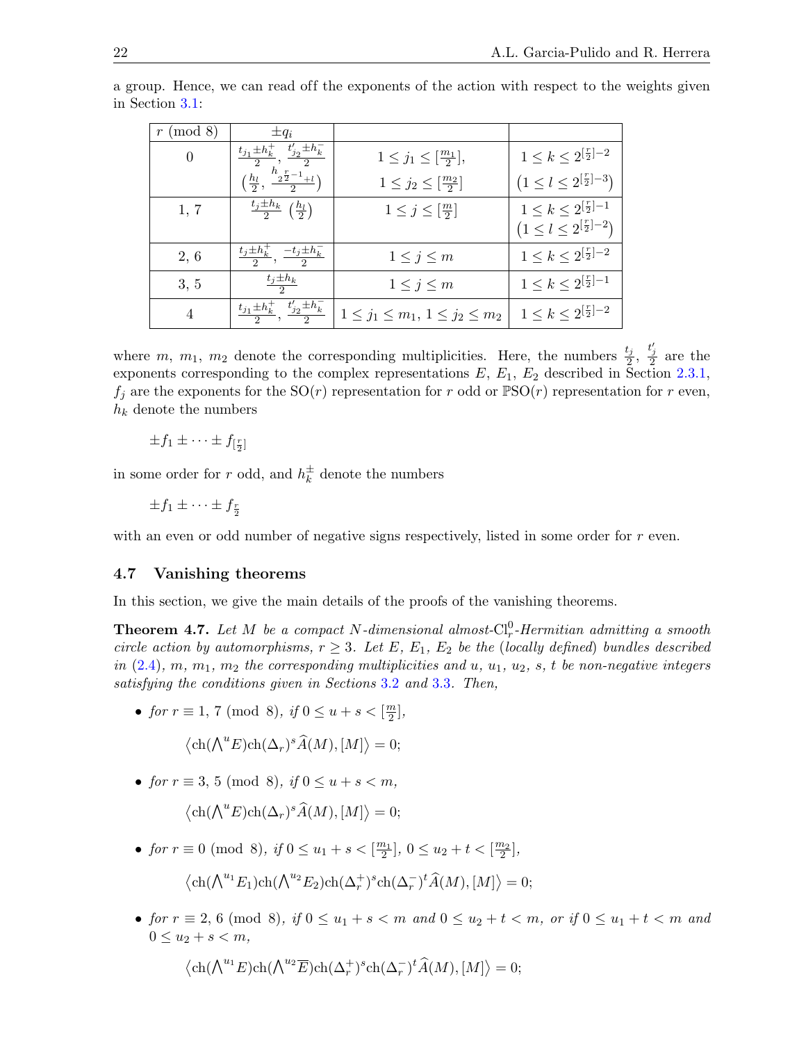a group. Hence, we can read off the exponents of the action with respect to the weights given in Section 3.1:

| $r \pmod 8$ | $\pm q_i$ | | |
|---|---|---|---|
| 0 | $\frac{t_{j_1} \pm h_k^+}{2}$, $\frac{t'_{j_2} \pm h_k^-}{2}$ $\left(\frac{h_l}{2}, \frac{h_{2^{\frac{r}{2}-1}+l}}{2}\right)$ | $1 \le j_1 \le [\frac{m_1}{2}]$, $1 \le j_2 \le [\frac{m_2}{2}]$ | $1 \le k \le 2^{[\frac{r}{2}]-2}$ $\left(1 \le l \le 2^{[\frac{r}{2}]-3}\right)$ |
| 1, 7 | $\frac{t_j \pm h_k}{2}$ $\left(\frac{h_l}{2}\right)$ | $1 \le j \le [\frac{m}{2}]$ | $1 \le k \le 2^{[\frac{r}{2}]-1}$ $\left(1 \le l \le 2^{[\frac{r}{2}]-2}\right)$ |
| 2, 6 | $\frac{t_j \pm h_k^+}{2}$, $\frac{-t_j \pm h_k^-}{2}$ | $1 \le j \le m$ | $1 \le k \le 2^{[\frac{r}{2}]-2}$ |
| 3, 5 | $\frac{t_j \pm h_k}{2}$ | $1 \le j \le m$ | $1 \le k \le 2^{[\frac{r}{2}]-1}$ |
| 4 | $\frac{t_{j_1} \pm h_k^+}{2}$, $\frac{t'_{j_2} \pm h_k^-}{2}$ | $1 \le j_1 \le m_1$, $1 \le j_2 \le m_2$ | $1 \le k \le 2^{[\frac{r}{2}]-2}$ |

where $m$, $m_1$, $m_2$ denote the corresponding multiplicities. Here, the numbers $\frac{t_j}{2}$, $\frac{t'_j}{2}$ are the exponents corresponding to the complex representations $E$, $E_1$, $E_2$ described in Section 2.3.1, $f_j$ are the exponents for the $\mathrm{SO}(r)$ representation for $r$ odd or $\mathbb{P}\mathrm{SO}(r)$ representation for $r$ even, $h_k$ denote the numbers

$$\pm f_1 \pm \cdots \pm f_{[\frac{r}{2}]}$$

in some order for $r$ odd, and $h_k^\pm$ denote the numbers

$$\pm f_1 \pm \cdots \pm f_{\frac{r}{2}}$$

with an even or odd number of negative signs respectively, listed in some order for $r$ even.

### 4.7 Vanishing theorems

In this section, we give the main details of the proofs of the vanishing theorems.

**Theorem 4.7.** *Let $M$ be a compact $N$-dimensional almost-$\mathrm{Cl}_r^0$-Hermitian admitting a smooth circle action by automorphisms, $r \ge 3$. Let $E$, $E_1$, $E_2$ be the (locally defined) bundles described in (2.4), $m$, $m_1$, $m_2$ the corresponding multiplicities and $u$, $u_1$, $u_2$, $s$, $t$ be non-negative integers satisfying the conditions given in Sections 3.2 and 3.3. Then,*

- *for $r \equiv 1, 7 \pmod 8$, if $0 \le u + s < [\frac{m}{2}]$,*

$$\left\langle \mathrm{ch}(\textstyle\bigwedge^u E)\mathrm{ch}(\Delta_r)^s \widehat{A}(M), [M] \right\rangle = 0;$$

- *for $r \equiv 3, 5 \pmod 8$, if $0 \le u + s < m$,*

$$\left\langle \mathrm{ch}(\textstyle\bigwedge^u E)\mathrm{ch}(\Delta_r)^s \widehat{A}(M), [M] \right\rangle = 0;$$

- *for $r \equiv 0 \pmod 8$, if $0 \le u_1 + s < [\frac{m_1}{2}]$, $0 \le u_2 + t < [\frac{m_2}{2}]$,*

$$\left\langle \mathrm{ch}(\textstyle\bigwedge^{u_1} E_1)\mathrm{ch}(\textstyle\bigwedge^{u_2} E_2)\mathrm{ch}(\Delta_r^+)^s \mathrm{ch}(\Delta_r^-)^t \widehat{A}(M), [M] \right\rangle = 0;$$

- *for $r \equiv 2, 6 \pmod 8$, if $0 \le u_1 + s < m$ and $0 \le u_2 + t < m$, or if $0 \le u_1 + t < m$ and $0 \le u_2 + s < m$,*

$$\left\langle \mathrm{ch}(\textstyle\bigwedge^{u_1} E)\mathrm{ch}(\textstyle\bigwedge^{u_2} \overline{E})\mathrm{ch}(\Delta_r^+)^s \mathrm{ch}(\Delta_r^-)^t \widehat{A}(M), [M] \right\rangle = 0;$$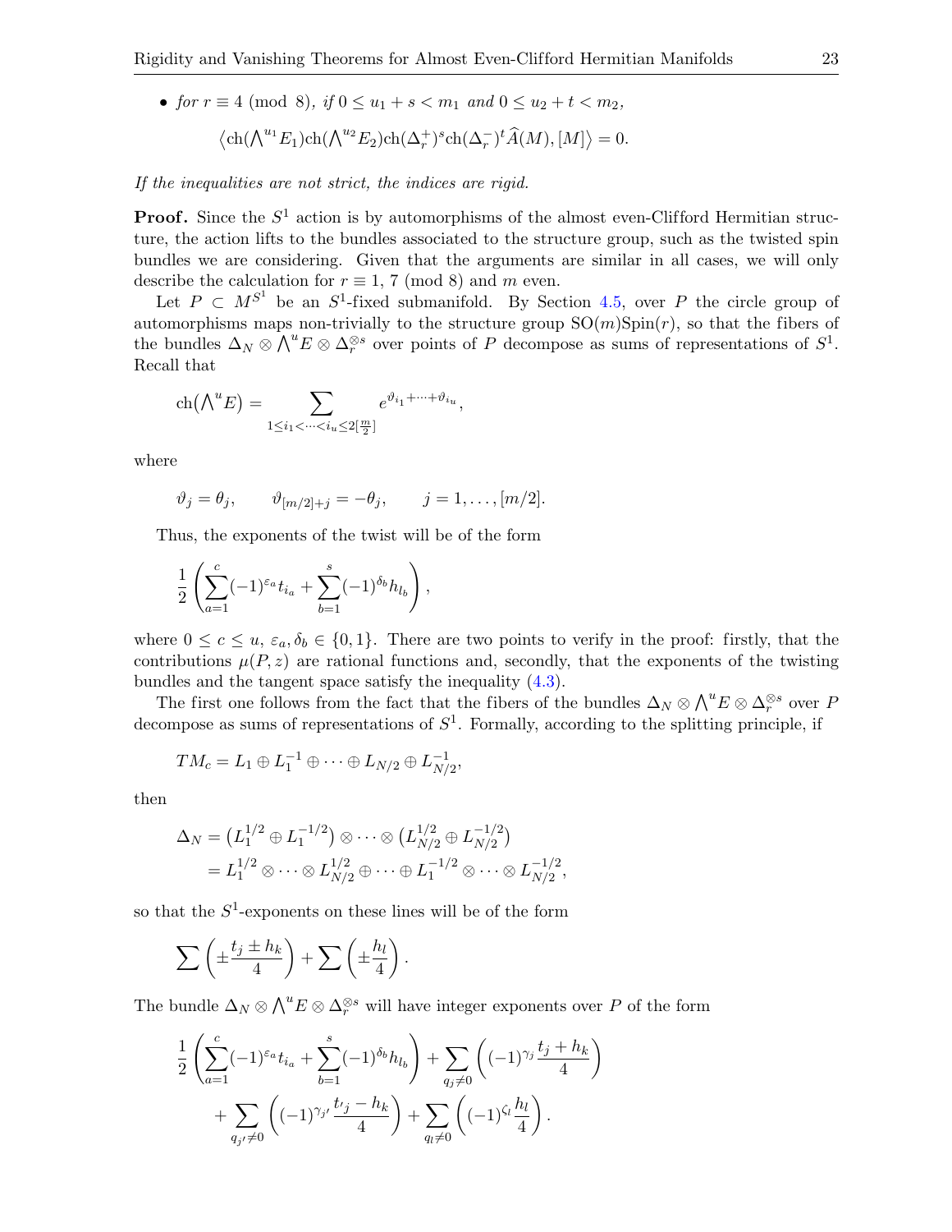- *for $r \equiv 4 \pmod 8$, if $0 \le u_1 + s < m_1$ and $0 \le u_2 + t < m_2$,*

$$\left\langle \mathrm{ch}(\textstyle\bigwedge^{u_1} E_1)\mathrm{ch}(\textstyle\bigwedge^{u_2} E_2)\mathrm{ch}(\Delta_r^+)^s \mathrm{ch}(\Delta_r^-)^t \widehat{A}(M), [M] \right\rangle = 0.$$

*If the inequalities are not strict, the indices are rigid.*

**Proof.** Since the $S^1$ action is by automorphisms of the almost even-Clifford Hermitian structure, the action lifts to the bundles associated to the structure group, such as the twisted spin bundles we are considering. Given that the arguments are similar in all cases, we will only describe the calculation for $r \equiv 1,\, 7 \pmod 8$ and $m$ even.

Let $P \subset M^{S^1}$ be an $S^1$-fixed submanifold. By Section 4.5, over $P$ the circle group of automorphisms maps non-trivially to the structure group $\mathrm{SO}(m)\mathrm{Spin}(r)$, so that the fibers of the bundles $\Delta_N \otimes \bigwedge^u E \otimes \Delta_r^{\otimes s}$ over points of $P$ decompose as sums of representations of $S^1$. Recall that

$$\mathrm{ch}(\textstyle\bigwedge^u E) = \displaystyle\sum_{1 \le i_1 < \cdots < i_u \le 2[\frac{m}{2}]} e^{\vartheta_{i_1} + \cdots + \vartheta_{i_u}},$$

where

$$\vartheta_j = \theta_j, \qquad \vartheta_{[m/2]+j} = -\theta_j, \qquad j = 1, \dots, [m/2].$$

Thus, the exponents of the twist will be of the form

$$\frac{1}{2}\left( \sum_{a=1}^{c} (-1)^{\varepsilon_a} t_{i_a} + \sum_{b=1}^{s} (-1)^{\delta_b} h_{l_b} \right),$$

where $0 \le c \le u$, $\varepsilon_a, \delta_b \in \{0, 1\}$. There are two points to verify in the proof: firstly, that the contributions $\mu(P, z)$ are rational functions and, secondly, that the exponents of the twisting bundles and the tangent space satisfy the inequality (4.3).

The first one follows from the fact that the fibers of the bundles $\Delta_N \otimes \bigwedge^u E \otimes \Delta_r^{\otimes s}$ over $P$ decompose as sums of representations of $S^1$. Formally, according to the splitting principle, if

$$TM_c = L_1 \oplus L_1^{-1} \oplus \cdots \oplus L_{N/2} \oplus L_{N/2}^{-1},$$

then

$$\begin{aligned}
\Delta_N &= \left(L_1^{1/2} \oplus L_1^{-1/2}\right) \otimes \cdots \otimes \left(L_{N/2}^{1/2} \oplus L_{N/2}^{-1/2}\right) \\
&= L_1^{1/2} \otimes \cdots \otimes L_{N/2}^{1/2} \oplus \cdots \oplus L_1^{-1/2} \otimes \cdots \otimes L_{N/2}^{-1/2},
\end{aligned}$$

so that the $S^1$-exponents on these lines will be of the form

$$\sum \left( \pm \frac{t_j \pm h_k}{4} \right) + \sum \left( \pm \frac{h_l}{4} \right).$$

The bundle $\Delta_N \otimes \bigwedge^u E \otimes \Delta_r^{\otimes s}$ will have integer exponents over $P$ of the form

$$\begin{aligned}
&\frac{1}{2}\left( \sum_{a=1}^{c} (-1)^{\varepsilon_a} t_{i_a} + \sum_{b=1}^{s} (-1)^{\delta_b} h_{l_b} \right) + \sum_{q_j \neq 0} \left( (-1)^{\gamma_j} \frac{t_j + h_k}{4} \right) \\
&\quad + \sum_{q_{j'} \neq 0} \left( (-1)^{\gamma_{j'}} \frac{t_{j'} - h_k}{4} \right) + \sum_{q_l \neq 0} \left( (-1)^{\zeta_l} \frac{h_l}{4} \right).
\end{aligned}$$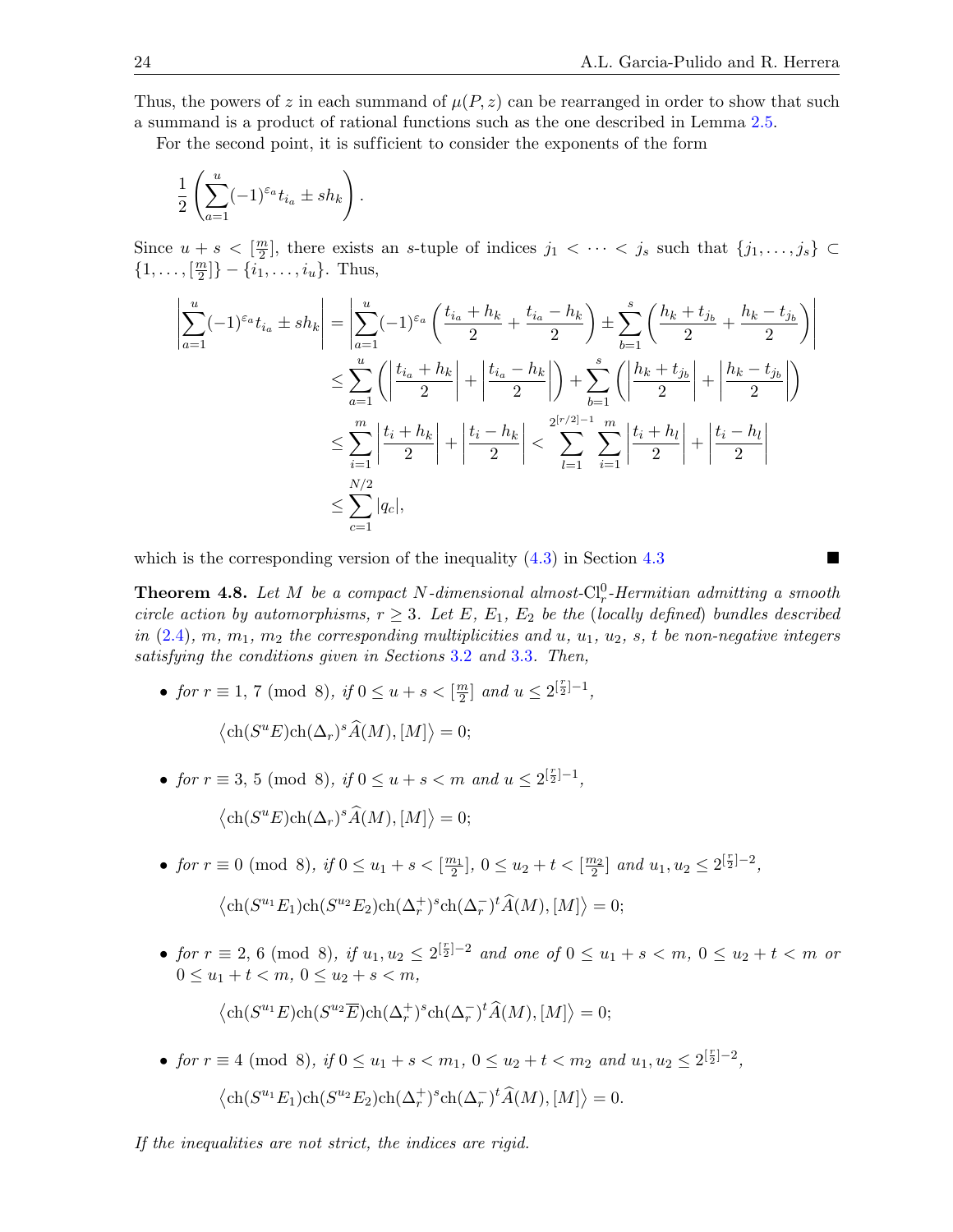Thus, the powers of $z$ in each summand of $\mu(P,z)$ can be rearranged in order to show that such a summand is a product of rational functions such as the one described in Lemma 2.5.

For the second point, it is sufficient to consider the exponents of the form

$$\frac{1}{2}\left(\sum_{a=1}^{u}(-1)^{\varepsilon_a}t_{i_a} \pm sh_k\right).$$

Since $u+s<[\frac{m}{2}]$, there exists an $s$-tuple of indices $j_1<\cdots<j_s$ such that $\{j_1,\ldots,j_s\}\subset\{1,\ldots,[\frac{m}{2}]\}-\{i_1,\ldots,i_u\}$. Thus,

$$\begin{aligned}
\left|\sum_{a=1}^{u}(-1)^{\varepsilon_a}t_{i_a} \pm sh_k\right| &= \left|\sum_{a=1}^{u}(-1)^{\varepsilon_a}\left(\frac{t_{i_a}+h_k}{2}+\frac{t_{i_a}-h_k}{2}\right) \pm \sum_{b=1}^{s}\left(\frac{h_k+t_{j_b}}{2}+\frac{h_k-t_{j_b}}{2}\right)\right| \\
&\le \sum_{a=1}^{u}\left(\left|\frac{t_{i_a}+h_k}{2}\right|+\left|\frac{t_{i_a}-h_k}{2}\right|\right)+\sum_{b=1}^{s}\left(\left|\frac{h_k+t_{j_b}}{2}\right|+\left|\frac{h_k-t_{j_b}}{2}\right|\right) \\
&\le \sum_{i=1}^{m}\left|\frac{t_i+h_k}{2}\right|+\left|\frac{t_i-h_k}{2}\right| < \sum_{l=1}^{2^{[r/2]-1}}\sum_{i=1}^{m}\left|\frac{t_i+h_l}{2}\right|+\left|\frac{t_i-h_l}{2}\right| \\
&\le \sum_{c=1}^{N/2}|q_c|,
\end{aligned}$$

which is the corresponding version of the inequality (4.3) in Section 4.3 ■

**Theorem 4.8.** *Let $M$ be a compact $N$-dimensional almost-$\mathrm{Cl}_r^0$-Hermitian admitting a smooth circle action by automorphisms, $r\ge 3$. Let $E$, $E_1$, $E_2$ be the (locally defined) bundles described in (2.4), $m$, $m_1$, $m_2$ the corresponding multiplicities and $u$, $u_1$, $u_2$, $s$, $t$ be non-negative integers satisfying the conditions given in Sections 3.2 and 3.3. Then,*

- *for $r\equiv 1, 7 \pmod 8$, if $0\le u+s<[\frac{m}{2}]$ and $u\le 2^{[\frac{r}{2}]-1}$,*

  $$\left\langle \mathrm{ch}(S^uE)\mathrm{ch}(\Delta_r)^s\widehat{A}(M),[M]\right\rangle = 0;$$

- *for $r\equiv 3, 5 \pmod 8$, if $0\le u+s<m$ and $u\le 2^{[\frac{r}{2}]-1}$,*

  $$\left\langle \mathrm{ch}(S^uE)\mathrm{ch}(\Delta_r)^s\widehat{A}(M),[M]\right\rangle = 0;$$

- *for $r\equiv 0 \pmod 8$, if $0\le u_1+s<[\frac{m_1}{2}]$, $0\le u_2+t<[\frac{m_2}{2}]$ and $u_1,u_2\le 2^{[\frac{r}{2}]-2}$,*

  $$\left\langle \mathrm{ch}(S^{u_1}E_1)\mathrm{ch}(S^{u_2}E_2)\mathrm{ch}(\Delta_r^+)^s\mathrm{ch}(\Delta_r^-)^t\widehat{A}(M),[M]\right\rangle = 0;$$

- *for $r\equiv 2, 6 \pmod 8$, if $u_1,u_2\le 2^{[\frac{r}{2}]-2}$ and one of $0\le u_1+s<m$, $0\le u_2+t<m$ or $0\le u_1+t<m$, $0\le u_2+s<m$,*

  $$\left\langle \mathrm{ch}(S^{u_1}E)\mathrm{ch}(S^{u_2}\overline{E})\mathrm{ch}(\Delta_r^+)^s\mathrm{ch}(\Delta_r^-)^t\widehat{A}(M),[M]\right\rangle = 0;$$

- *for $r\equiv 4 \pmod 8$, if $0\le u_1+s<m_1$, $0\le u_2+t<m_2$ and $u_1,u_2\le 2^{[\frac{r}{2}]-2}$,*

  $$\left\langle \mathrm{ch}(S^{u_1}E_1)\mathrm{ch}(S^{u_2}E_2)\mathrm{ch}(\Delta_r^+)^s\mathrm{ch}(\Delta_r^-)^t\widehat{A}(M),[M]\right\rangle = 0.$$

*If the inequalities are not strict, the indices are rigid.*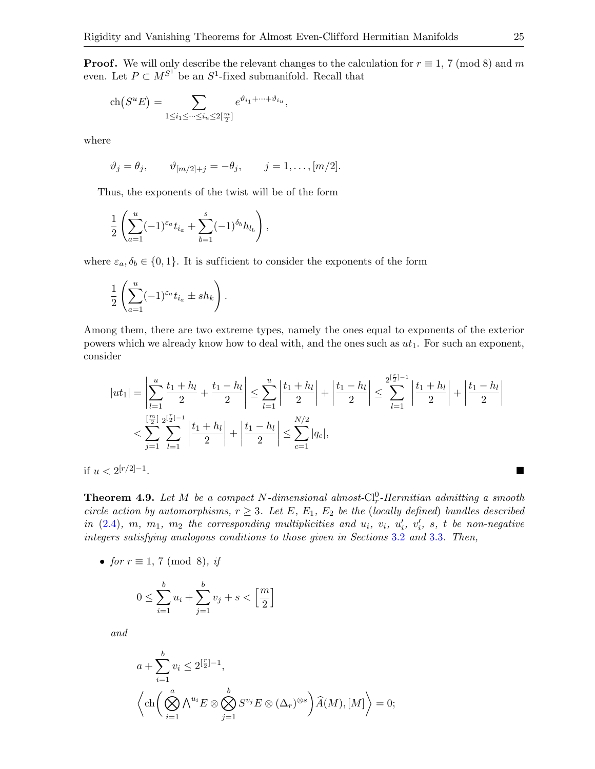**Proof.** We will only describe the relevant changes to the calculation for $r \equiv 1,\, 7 \pmod 8$ and $m$ even. Let $P \subset M^{S^1}$ be an $S^1$-fixed submanifold. Recall that

$$\mathrm{ch}\big(S^u E\big) = \sum_{1\le i_1 \le \cdots \le i_u \le 2[\frac{m}{2}]} e^{\vartheta_{i_1}+\cdots+\vartheta_{i_u}},$$

where

$$\vartheta_j = \theta_j, \qquad \vartheta_{[m/2]+j} = -\theta_j, \qquad j = 1,\dots,[m/2].$$

Thus, the exponents of the twist will be of the form

$$\frac{1}{2}\left(\sum_{a=1}^{u} (-1)^{\varepsilon_a} t_{i_a} + \sum_{b=1}^{s} (-1)^{\delta_b} h_{l_b}\right),$$

where $\varepsilon_a, \delta_b \in \{0,1\}$. It is sufficient to consider the exponents of the form

$$\frac{1}{2}\left(\sum_{a=1}^{u} (-1)^{\varepsilon_a} t_{i_a} \pm s h_k\right).$$

Among them, there are two extreme types, namely the ones equal to exponents of the exterior powers which we already know how to deal with, and the ones such as $ut_1$. For such an exponent, consider

$$\begin{aligned}|ut_1| &= \left|\sum_{l=1}^{u} \frac{t_1+h_l}{2} + \frac{t_1-h_l}{2}\right| \le \sum_{l=1}^{u} \left|\frac{t_1+h_l}{2}\right| + \left|\frac{t_1-h_l}{2}\right| \le \sum_{l=1}^{2^{[\frac{r}{2}]-1}} \left|\frac{t_1+h_l}{2}\right| + \left|\frac{t_1-h_l}{2}\right| \\ &< \sum_{j=1}^{[\frac{m}{2}]} \sum_{l=1}^{2^{[\frac{r}{2}]-1}} \left|\frac{t_1+h_l}{2}\right| + \left|\frac{t_1-h_l}{2}\right| \le \sum_{c=1}^{N/2} |q_c|,\end{aligned}$$

if $u < 2^{[r/2]-1}$. ■

**Theorem 4.9.** *Let $M$ be a compact $N$-dimensional almost-$\mathrm{Cl}_r^0$-Hermitian admitting a smooth circle action by automorphisms, $r \ge 3$. Let $E$, $E_1$, $E_2$ be the (locally defined) bundles described in (2.4), $m$, $m_1$, $m_2$ the corresponding multiplicities and $u_i$, $v_i$, $u_i'$, $v_i'$, $s$, $t$ be non-negative integers satisfying analogous conditions to those given in Sections 3.2 and 3.3. Then,*

- *for $r \equiv 1,\, 7 \pmod 8$, if*

$$0 \le \sum_{i=1}^{b} u_i + \sum_{j=1}^{b} v_j + s < \left[\frac{m}{2}\right]$$

*and*

$$a + \sum_{i=1}^{b} v_i \le 2^{[\frac{r}{2}]-1},$$

$$\left\langle \mathrm{ch}\left(\bigotimes_{i=1}^{a} \bigwedge^{u_i} E \otimes \bigotimes_{j=1}^{b} S^{v_j} E \otimes (\Delta_r)^{\otimes s}\right) \widehat{A}(M), [M]\right\rangle = 0;$$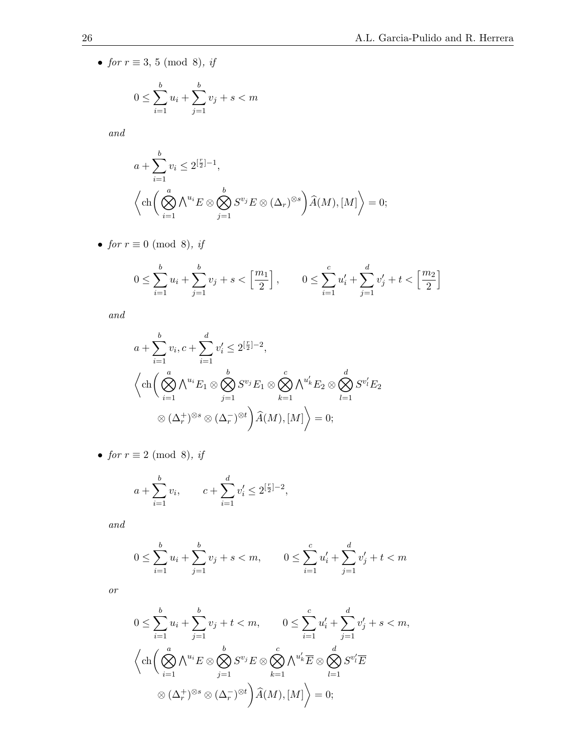- *for* $r \equiv 3,\, 5 \pmod 8$*, if*

$$
0 \leq \sum_{i=1}^{b} u_i + \sum_{j=1}^{b} v_j + s < m
$$

*and*

$$
a + \sum_{i=1}^{b} v_i \leq 2^{[\frac{r}{2}]-1},
$$

$$
\left\langle \mathrm{ch}\Big( \bigotimes_{i=1}^{a} \bigwedge\nolimits^{u_i} E \otimes \bigotimes_{j=1}^{b} S^{v_j} E \otimes (\Delta_r)^{\otimes s} \Big) \widehat{A}(M), [M] \right\rangle = 0;
$$

- *for* $r \equiv 0 \pmod 8$*, if*

$$
0 \leq \sum_{i=1}^{b} u_i + \sum_{j=1}^{b} v_j + s < \left[\frac{m_1}{2}\right], \qquad 0 \leq \sum_{i=1}^{c} u_i' + \sum_{j=1}^{d} v_j' + t < \left[\frac{m_2}{2}\right]
$$

*and*

$$
a + \sum_{i=1}^{b} v_i, c + \sum_{i=1}^{d} v_i' \leq 2^{[\frac{r}{2}]-2},
$$

$$
\left\langle \mathrm{ch}\Big( \bigotimes_{i=1}^{a} \bigwedge\nolimits^{u_i} E_1 \otimes \bigotimes_{j=1}^{b} S^{v_j} E_1 \otimes \bigotimes_{k=1}^{c} \bigwedge\nolimits^{u_k'} E_2 \otimes \bigotimes_{l=1}^{d} S^{v_l'} E_2 \otimes (\Delta_r^+)^{\otimes s} \otimes (\Delta_r^-)^{\otimes t} \Big) \widehat{A}(M), [M] \right\rangle = 0;
$$

- *for* $r \equiv 2 \pmod 8$*, if*

$$
a + \sum_{i=1}^{b} v_i, \qquad c + \sum_{i=1}^{d} v_i' \leq 2^{[\frac{r}{2}]-2},
$$

*and*

$$
0 \leq \sum_{i=1}^{b} u_i + \sum_{j=1}^{b} v_j + s < m, \qquad 0 \leq \sum_{i=1}^{c} u_i' + \sum_{j=1}^{d} v_j' + t < m
$$

*or*

$$
0 \leq \sum_{i=1}^{b} u_i + \sum_{j=1}^{b} v_j + t < m, \qquad 0 \leq \sum_{i=1}^{c} u_i' + \sum_{j=1}^{d} v_j' + s < m,
$$

$$
\left\langle \mathrm{ch}\Big( \bigotimes_{i=1}^{a} \bigwedge\nolimits^{u_i} E \otimes \bigotimes_{j=1}^{b} S^{v_j} E \otimes \bigotimes_{k=1}^{c} \bigwedge\nolimits^{u_k'} \overline{E} \otimes \bigotimes_{l=1}^{d} S^{v_l'} \overline{E} \otimes (\Delta_r^+)^{\otimes s} \otimes (\Delta_r^-)^{\otimes t} \Big) \widehat{A}(M), [M] \right\rangle = 0;
$$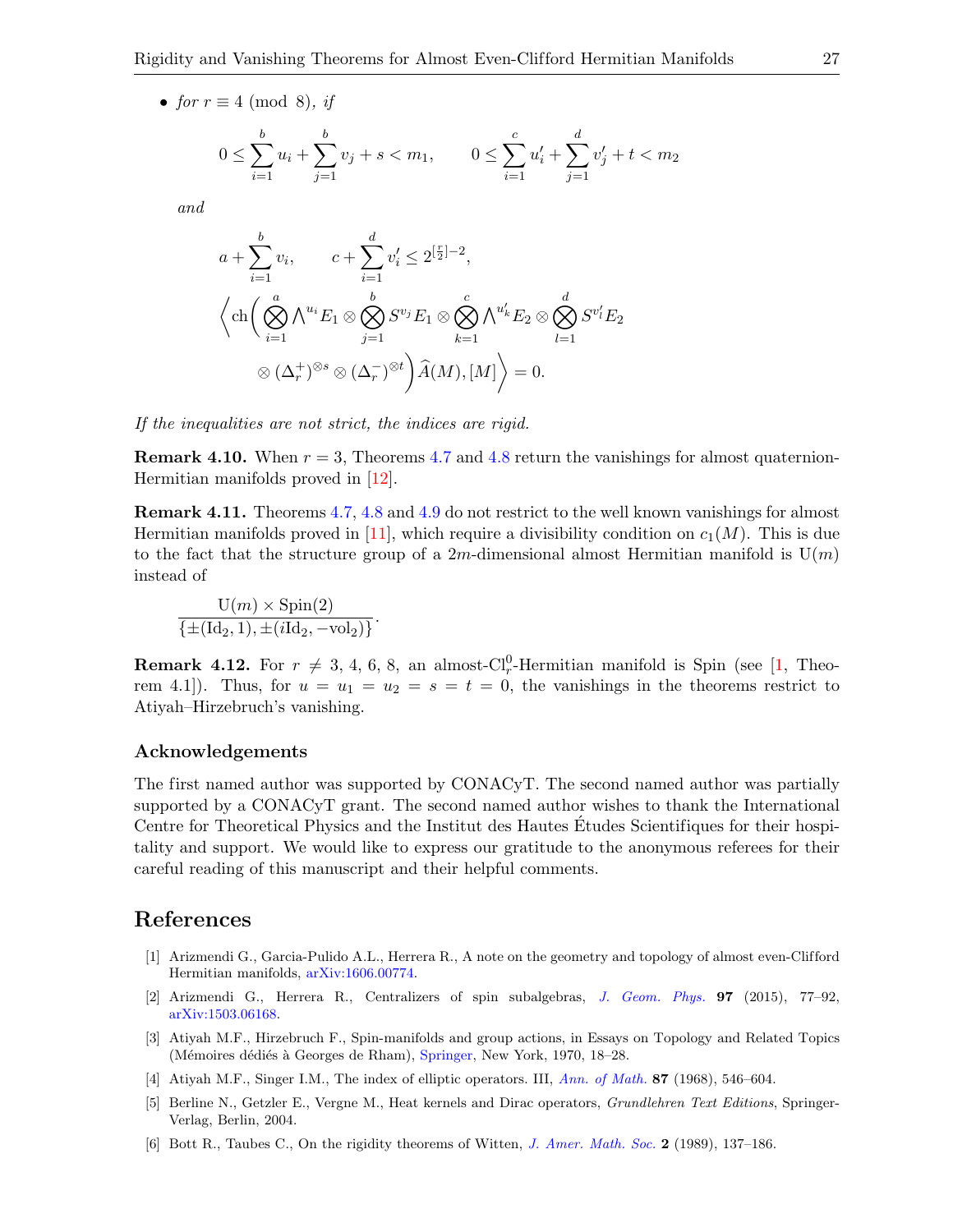- *for* $r \equiv 4 \pmod 8$*, if*

$$0 \le \sum_{i=1}^{b} u_i + \sum_{j=1}^{b} v_j + s < m_1, \qquad 0 \le \sum_{i=1}^{c} u'_i + \sum_{j=1}^{d} v'_j + t < m_2$$

*and*

$$a + \sum_{i=1}^{b} v_i, \qquad c + \sum_{i=1}^{d} v'_i \le 2^{[\frac{r}{2}]-2},$$

$$\left\langle \mathrm{ch}\Bigg( \bigotimes_{i=1}^{a} \bigwedge^{u_i} E_1 \otimes \bigotimes_{j=1}^{b} S^{v_j} E_1 \otimes \bigotimes_{k=1}^{c} \bigwedge^{u'_k} E_2 \otimes \bigotimes_{l=1}^{d} S^{v'_l} E_2 \right.$$
$$\left. \otimes (\Delta_r^+)^{\otimes s} \otimes (\Delta_r^-)^{\otimes t} \Bigg) \widehat{A}(M), [M] \right\rangle = 0.$$

*If the inequalities are not strict, the indices are rigid.*

**Remark 4.10.** When $r = 3$, Theorems 4.7 and 4.8 return the vanishings for almost quaternion-Hermitian manifolds proved in [12].

**Remark 4.11.** Theorems 4.7, 4.8 and 4.9 do not restrict to the well known vanishings for almost Hermitian manifolds proved in [11], which require a divisibility condition on $c_1(M)$. This is due to the fact that the structure group of a $2m$-dimensional almost Hermitian manifold is $\mathrm{U}(m)$ instead of

$$\frac{\mathrm{U}(m) \times \mathrm{Spin}(2)}{\{\pm(\mathrm{Id}_2, 1), \pm(i\mathrm{Id}_2, -\mathrm{vol}_2)\}}.$$

**Remark 4.12.** For $r \ne 3, 4, 6, 8$, an almost-$\mathrm{Cl}_r^0$-Hermitian manifold is Spin (see [1, Theorem 4.1]). Thus, for $u = u_1 = u_2 = s = t = 0$, the vanishings in the theorems restrict to Atiyah–Hirzebruch's vanishing.

### Acknowledgements

The first named author was supported by CONACyT. The second named author was partially supported by a CONACyT grant. The second named author wishes to thank the International Centre for Theoretical Physics and the Institut des Hautes Études Scientifiques for their hospitality and support. We would like to express our gratitude to the anonymous referees for their careful reading of this manuscript and their helpful comments.

## References

[1] Arizmendi G., Garcia-Pulido A.L., Herrera R., A note on the geometry and topology of almost even-Clifford Hermitian manifolds, arXiv:1606.00774.

[2] Arizmendi G., Herrera R., Centralizers of spin subalgebras, *J. Geom. Phys.* **97** (2015), 77–92, arXiv:1503.06168.

[3] Atiyah M.F., Hirzebruch F., Spin-manifolds and group actions, in Essays on Topology and Related Topics (Mémoires dédiés à Georges de Rham), Springer, New York, 1970, 18–28.

[4] Atiyah M.F., Singer I.M., The index of elliptic operators. III, *Ann. of Math.* **87** (1968), 546–604.

[5] Berline N., Getzler E., Vergne M., Heat kernels and Dirac operators, *Grundlehren Text Editions*, Springer-Verlag, Berlin, 2004.

[6] Bott R., Taubes C., On the rigidity theorems of Witten, *J. Amer. Math. Soc.* **2** (1989), 137–186.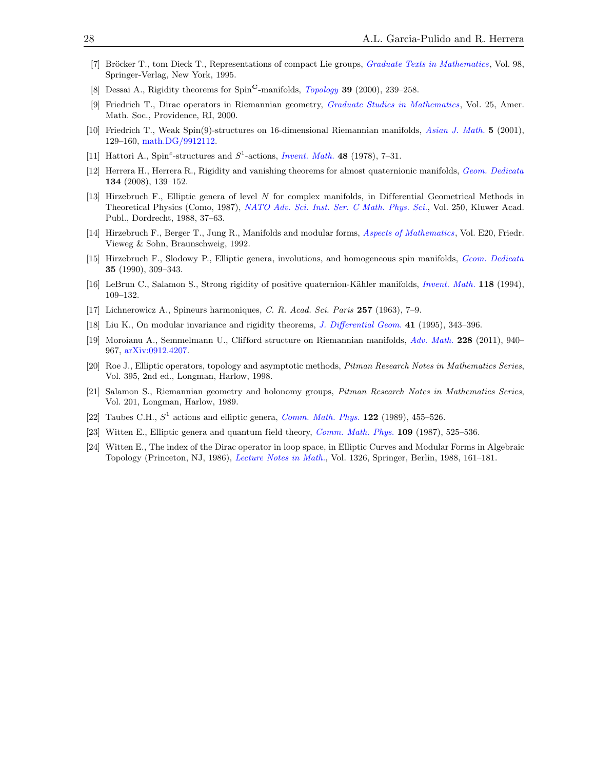- [7] Bröcker T., tom Dieck T., Representations of compact Lie groups, *Graduate Texts in Mathematics*, Vol. 98, Springer-Verlag, New York, 1995.
- [8] Dessai A., Rigidity theorems for $\mathrm{Spin}^{\mathbf{C}}$-manifolds, *Topology* **39** (2000), 239–258.
- [9] Friedrich T., Dirac operators in Riemannian geometry, *Graduate Studies in Mathematics*, Vol. 25, Amer. Math. Soc., Providence, RI, 2000.
- [10] Friedrich T., Weak Spin(9)-structures on 16-dimensional Riemannian manifolds, *Asian J. Math.* **5** (2001), 129–160, math.DG/9912112.
- [11] Hattori A., $\mathrm{Spin}^c$-structures and $S^1$-actions, *Invent. Math.* **48** (1978), 7–31.
- [12] Herrera H., Herrera R., Rigidity and vanishing theorems for almost quaternionic manifolds, *Geom. Dedicata* **134** (2008), 139–152.
- [13] Hirzebruch F., Elliptic genera of level $N$ for complex manifolds, in Differential Geometrical Methods in Theoretical Physics (Como, 1987), *NATO Adv. Sci. Inst. Ser. C Math. Phys. Sci.*, Vol. 250, Kluwer Acad. Publ., Dordrecht, 1988, 37–63.
- [14] Hirzebruch F., Berger T., Jung R., Manifolds and modular forms, *Aspects of Mathematics*, Vol. E20, Friedr. Vieweg & Sohn, Braunschweig, 1992.
- [15] Hirzebruch F., Slodowy P., Elliptic genera, involutions, and homogeneous spin manifolds, *Geom. Dedicata* **35** (1990), 309–343.
- [16] LeBrun C., Salamon S., Strong rigidity of positive quaternion-Kähler manifolds, *Invent. Math.* **118** (1994), 109–132.
- [17] Lichnerowicz A., Spineurs harmoniques, *C. R. Acad. Sci. Paris* **257** (1963), 7–9.
- [18] Liu K., On modular invariance and rigidity theorems, *J. Differential Geom.* **41** (1995), 343–396.
- [19] Moroianu A., Semmelmann U., Clifford structure on Riemannian manifolds, *Adv. Math.* **228** (2011), 940–967, arXiv:0912.4207.
- [20] Roe J., Elliptic operators, topology and asymptotic methods, *Pitman Research Notes in Mathematics Series*, Vol. 395, 2nd ed., Longman, Harlow, 1998.
- [21] Salamon S., Riemannian geometry and holonomy groups, *Pitman Research Notes in Mathematics Series*, Vol. 201, Longman, Harlow, 1989.
- [22] Taubes C.H., $S^1$ actions and elliptic genera, *Comm. Math. Phys.* **122** (1989), 455–526.
- [23] Witten E., Elliptic genera and quantum field theory, *Comm. Math. Phys.* **109** (1987), 525–536.
- [24] Witten E., The index of the Dirac operator in loop space, in Elliptic Curves and Modular Forms in Algebraic Topology (Princeton, NJ, 1986), *Lecture Notes in Math.*, Vol. 1326, Springer, Berlin, 1988, 161–181.